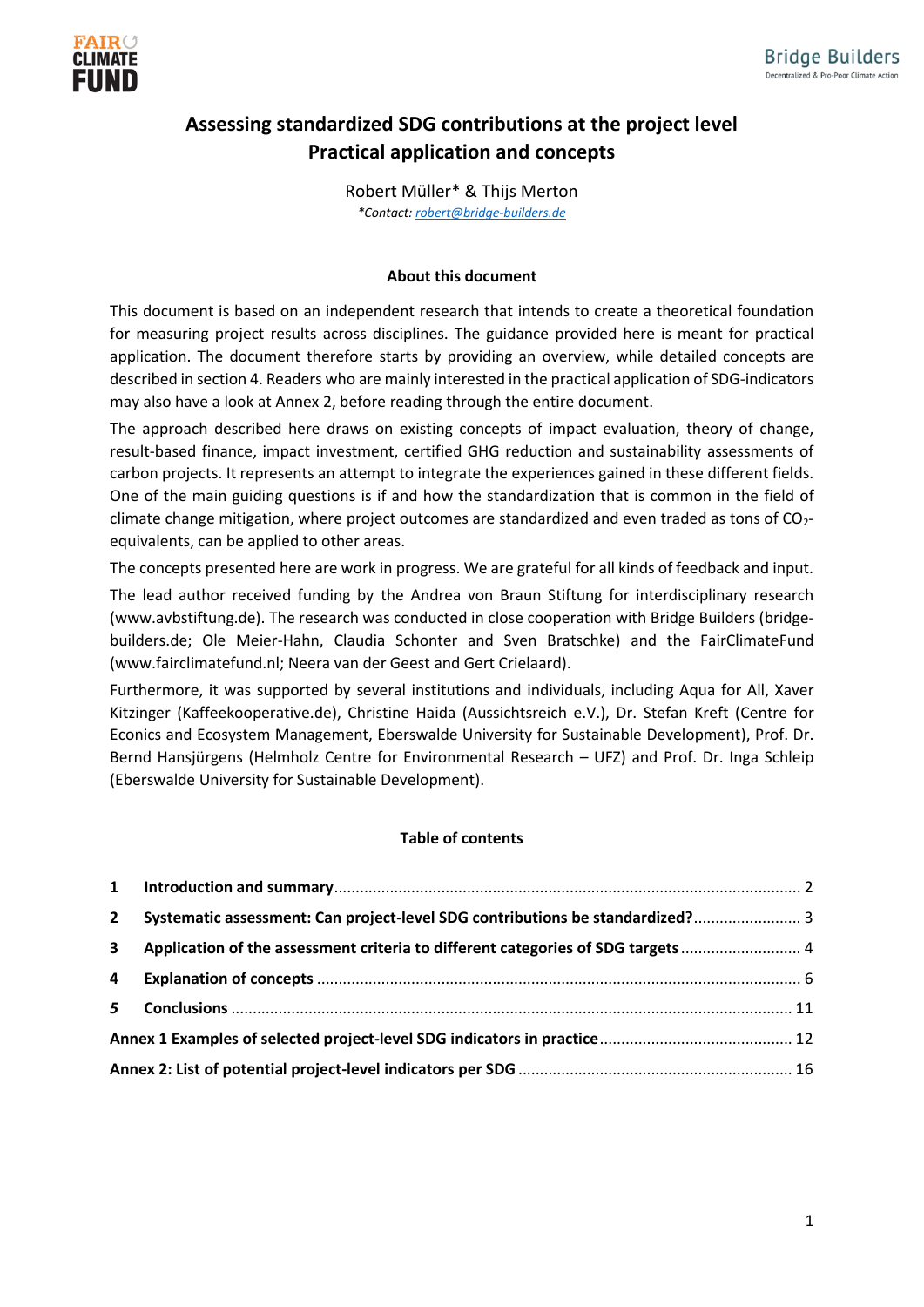# Assessing standardized SDG contributions at the project level
## Practical application and concepts

Robert Müller* & Thijs Merton

*\*Contact: robert@bridge-builders.de*

### About this document

This document is based on an independent research that intends to create a theoretical foundation for measuring project results across disciplines. The guidance provided here is meant for practical application. The document therefore starts by providing an overview, while detailed concepts are described in section 4. Readers who are mainly interested in the practical application of SDG-indicators may also have a look at Annex 2, before reading through the entire document.

The approach described here draws on existing concepts of impact evaluation, theory of change, result-based finance, impact investment, certified GHG reduction and sustainability assessments of carbon projects. It represents an attempt to integrate the experiences gained in these different fields. One of the main guiding questions is if and how the standardization that is common in the field of climate change mitigation, where project outcomes are standardized and even traded as tons of $CO_2$-equivalents, can be applied to other areas.

The concepts presented here are work in progress. We are grateful for all kinds of feedback and input.

The lead author received funding by the Andrea von Braun Stiftung for interdisciplinary research (www.avbstiftung.de). The research was conducted in close cooperation with Bridge Builders (bridge-builders.de; Ole Meier-Hahn, Claudia Schonter and Sven Bratschke) and the FairClimateFund (www.fairclimatefund.nl; Neera van der Geest and Gert Crielaard).

Furthermore, it was supported by several institutions and individuals, including Aqua for All, Xaver Kitzinger (Kaffeekooperative.de), Christine Haida (Aussichtsreich e.V.), Dr. Stefan Kreft (Centre for Econics and Ecosystem Management, Eberswalde University for Sustainable Development), Prof. Dr. Bernd Hansjürgens (Helmholz Centre for Environmental Research – UFZ) and Prof. Dr. Inga Schleip (Eberswalde University for Sustainable Development).

### Table of contents

| | | |
|---|---|---|
| **1** | **Introduction and summary** | 2 |
| **2** | **Systematic assessment: Can project-level SDG contributions be standardized?** | 3 |
| **3** | **Application of the assessment criteria to different categories of SDG targets** | 4 |
| **4** | **Explanation of concepts** | 6 |
| ***5*** | **Conclusions** | 11 |
| **Annex 1 Examples of selected project-level SDG indicators in practice** | | 12 |
| **Annex 2: List of potential project-level indicators per SDG** | | 16 |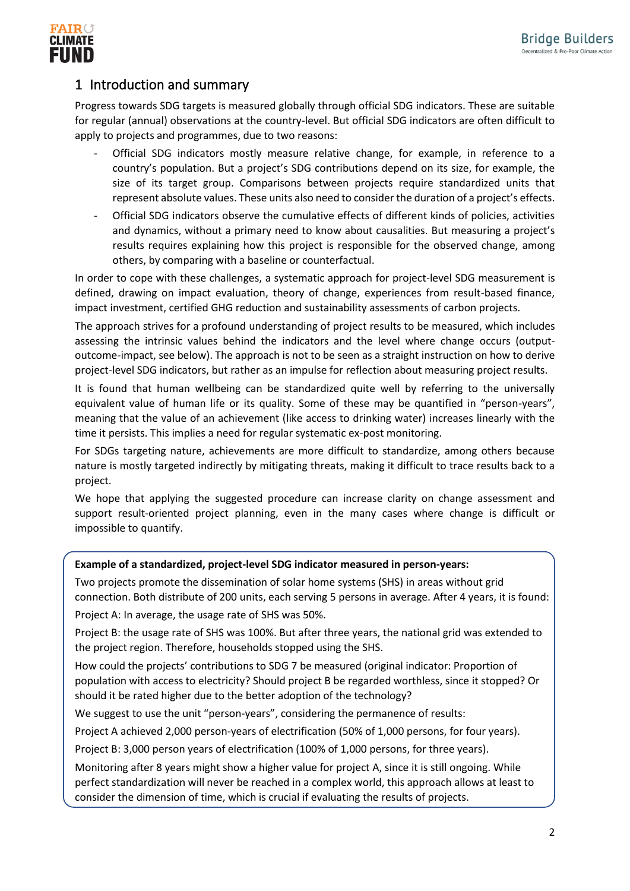# 1 Introduction and summary

Progress towards SDG targets is measured globally through official SDG indicators. These are suitable for regular (annual) observations at the country-level. But official SDG indicators are often difficult to apply to projects and programmes, due to two reasons:

- Official SDG indicators mostly measure relative change, for example, in reference to a country's population. But a project's SDG contributions depend on its size, for example, the size of its target group. Comparisons between projects require standardized units that represent absolute values. These units also need to consider the duration of a project's effects.
- Official SDG indicators observe the cumulative effects of different kinds of policies, activities and dynamics, without a primary need to know about causalities. But measuring a project's results requires explaining how this project is responsible for the observed change, among others, by comparing with a baseline or counterfactual.

In order to cope with these challenges, a systematic approach for project-level SDG measurement is defined, drawing on impact evaluation, theory of change, experiences from result-based finance, impact investment, certified GHG reduction and sustainability assessments of carbon projects.

The approach strives for a profound understanding of project results to be measured, which includes assessing the intrinsic values behind the indicators and the level where change occurs (output-outcome-impact, see below). The approach is not to be seen as a straight instruction on how to derive project-level SDG indicators, but rather as an impulse for reflection about measuring project results.

It is found that human wellbeing can be standardized quite well by referring to the universally equivalent value of human life or its quality. Some of these may be quantified in "person-years", meaning that the value of an achievement (like access to drinking water) increases linearly with the time it persists. This implies a need for regular systematic ex-post monitoring.

For SDGs targeting nature, achievements are more difficult to standardize, among others because nature is mostly targeted indirectly by mitigating threats, making it difficult to trace results back to a project.

We hope that applying the suggested procedure can increase clarity on change assessment and support result-oriented project planning, even in the many cases where change is difficult or impossible to quantify.

**Example of a standardized, project-level SDG indicator measured in person-years:**

Two projects promote the dissemination of solar home systems (SHS) in areas without grid connection. Both distribute of 200 units, each serving 5 persons in average. After 4 years, it is found:

Project A: In average, the usage rate of SHS was 50%.

Project B: the usage rate of SHS was 100%. But after three years, the national grid was extended to the project region. Therefore, households stopped using the SHS.

How could the projects' contributions to SDG 7 be measured (original indicator: Proportion of population with access to electricity? Should project B be regarded worthless, since it stopped? Or should it be rated higher due to the better adoption of the technology?

We suggest to use the unit "person-years", considering the permanence of results:

Project A achieved 2,000 person-years of electrification (50% of 1,000 persons, for four years).

Project B: 3,000 person years of electrification (100% of 1,000 persons, for three years).

Monitoring after 8 years might show a higher value for project A, since it is still ongoing. While perfect standardization will never be reached in a complex world, this approach allows at least to consider the dimension of time, which is crucial if evaluating the results of projects.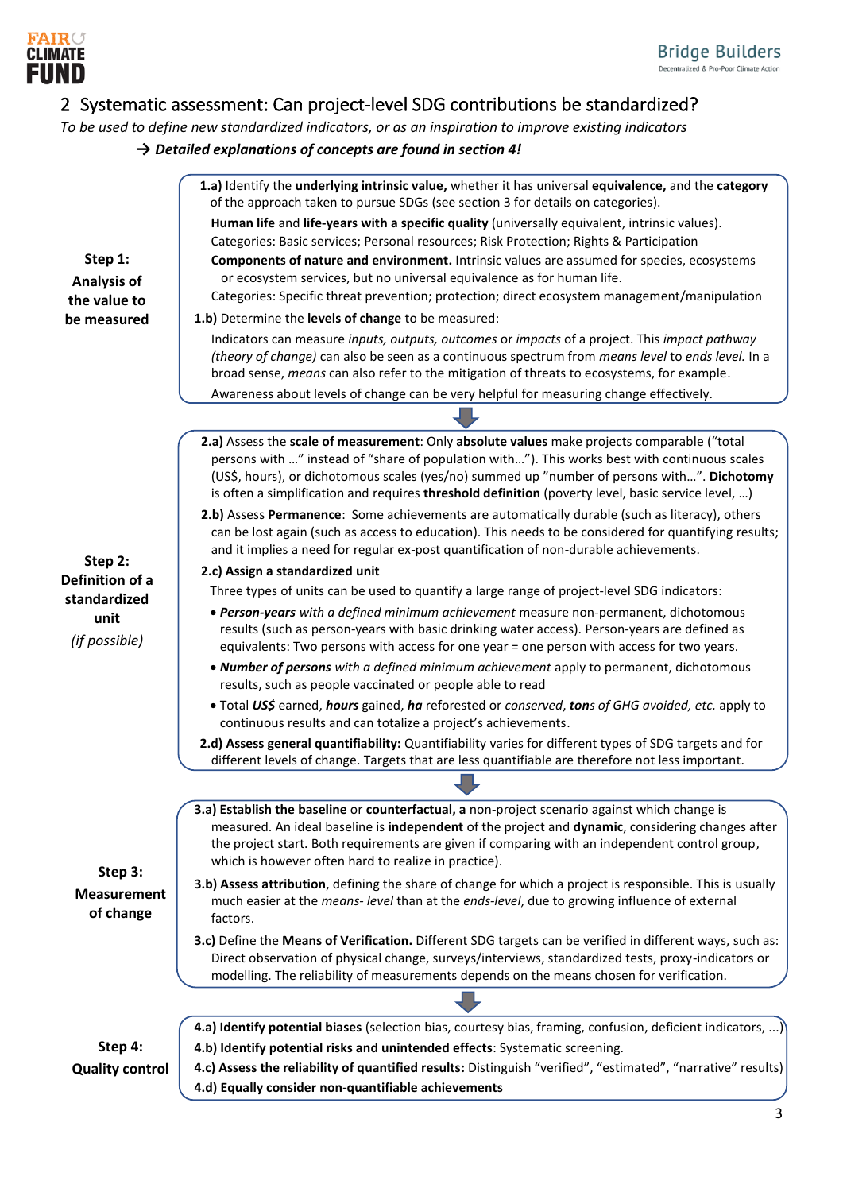## 2 Systematic assessment: Can project-level SDG contributions be standardized?

*To be used to define new standardized indicators, or as an inspiration to improve existing indicators*

→ ***Detailed explanations of concepts are found in section 4!***

### Step 1: Analysis of the value to be measured

**1.a)** Identify the **underlying intrinsic value,** whether it has universal **equivalence,** and the **category** of the approach taken to pursue SDGs (see section 3 for details on categories).

**Human life** and **life-years with a specific quality** (universally equivalent, intrinsic values).
Categories: Basic services; Personal resources; Risk Protection; Rights & Participation

**Components of nature and environment.** Intrinsic values are assumed for species, ecosystems or ecosystem services, but no universal equivalence as for human life.
Categories: Specific threat prevention; protection; direct ecosystem management/manipulation

**1.b)** Determine the **levels of change** to be measured:

Indicators can measure *inputs, outputs, outcomes* or *impacts* of a project. This *impact pathway (theory of change)* can also be seen as a continuous spectrum from *means level* to *ends level.* In a broad sense, *means* can also refer to the mitigation of threats to ecosystems, for example.

Awareness about levels of change can be very helpful for measuring change effectively.

### Step 2: Definition of a standardized unit *(if possible)*

**2.a)** Assess the **scale of measurement**: Only **absolute values** make projects comparable (“total persons with …” instead of “share of population with…”). This works best with continuous scales (US$, hours), or dichotomous scales (yes/no) summed up ”number of persons with…”. **Dichotomy** is often a simplification and requires **threshold definition** (poverty level, basic service level, …)

**2.b)** Assess **Permanence**: Some achievements are automatically durable (such as literacy), others can be lost again (such as access to education). This needs to be considered for quantifying results; and it implies a need for regular ex-post quantification of non-durable achievements.

**2.c) Assign a standardized unit**

Three types of units can be used to quantify a large range of project-level SDG indicators:

- ***Person-years*** *with a defined minimum achievement* measure non-permanent, dichotomous results (such as person-years with basic drinking water access). Person-years are defined as equivalents: Two persons with access for one year = one person with access for two years.
- ***Number of persons*** *with a defined minimum achievement* apply to permanent, dichotomous results, such as people vaccinated or people able to read
- Total ***US$*** earned, **hours** gained, ***ha*** reforested or *conserved*, **ton***s of GHG avoided, etc.* apply to continuous results and can totalize a project’s achievements.

**2.d) Assess general quantifiability:** Quantifiability varies for different types of SDG targets and for different levels of change. Targets that are less quantifiable are therefore not less important.

### Step 3: Measurement of change

**3.a) Establish the baseline** or **counterfactual, a** non-project scenario against which change is measured. An ideal baseline is **independent** of the project and **dynamic**, considering changes after the project start. Both requirements are given if comparing with an independent control group, which is however often hard to realize in practice).

**3.b) Assess attribution**, defining the share of change for which a project is responsible. This is usually much easier at the *means- level* than at the *ends-level*, due to growing influence of external factors.

**3.c)** Define the **Means of Verification.** Different SDG targets can be verified in different ways, such as: Direct observation of physical change, surveys/interviews, standardized tests, proxy-indicators or modelling. The reliability of measurements depends on the means chosen for verification.

### Step 4: Quality control

**4.a) Identify potential biases** (selection bias, courtesy bias, framing, confusion, deficient indicators, ...)
**4.b) Identify potential risks and unintended effects**: Systematic screening.
**4.c) Assess the reliability of quantified results:** Distinguish “verified”, “estimated”, “narrative” results)
**4.d) Equally consider non-quantifiable achievements**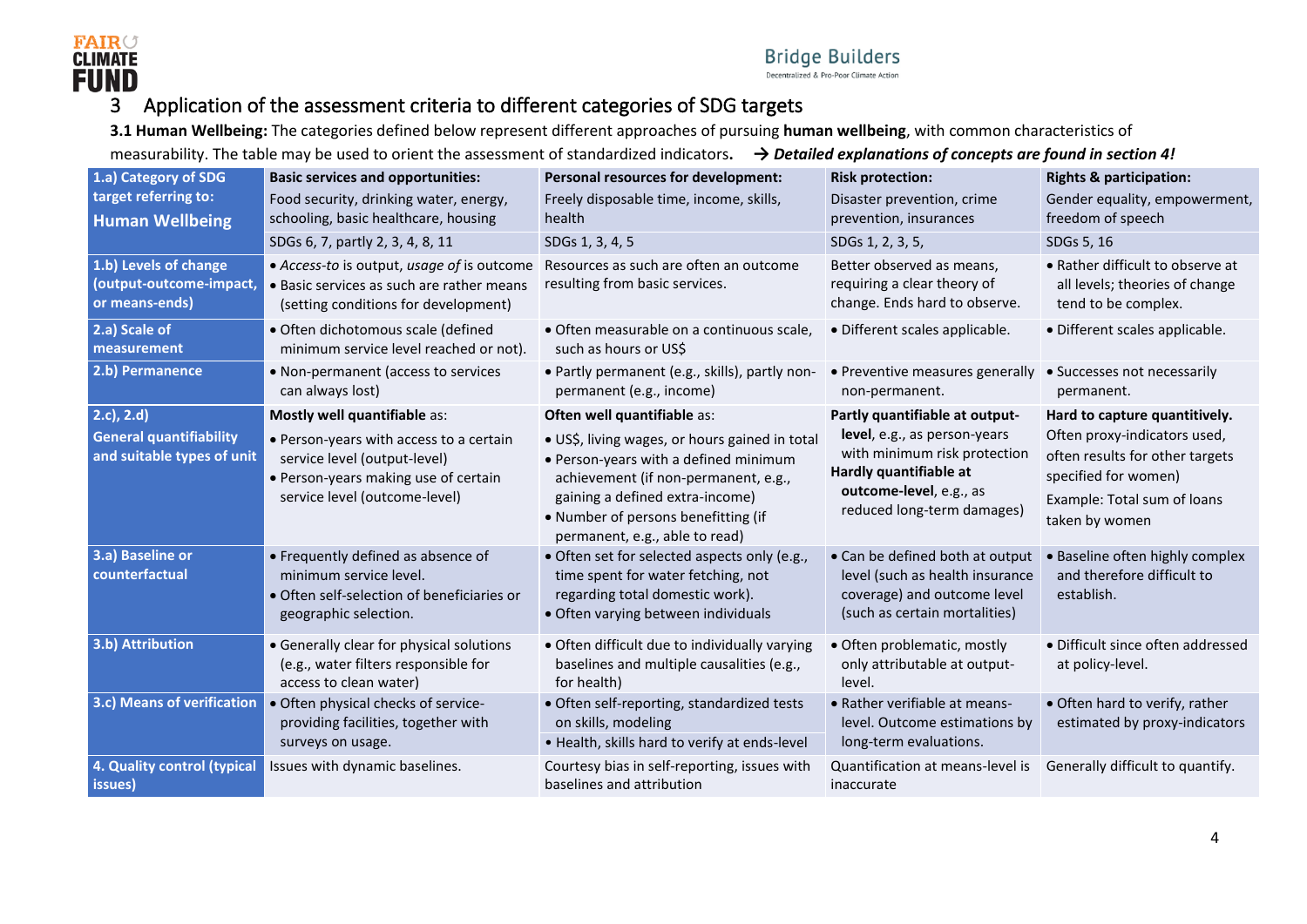## 3 Application of the assessment criteria to different categories of SDG targets

**3.1 Human Wellbeing:** The categories defined below represent different approaches of pursuing **human wellbeing**, with common characteristics of measurability. The table may be used to orient the assessment of standardized indicators. → ***Detailed explanations of concepts are found in section 4!***

| **1.a) Category of SDG target referring to: Human Wellbeing** | **Basic services and opportunities:** Food security, drinking water, energy, schooling, basic healthcare, housing | **Personal resources for development:** Freely disposable time, income, skills, health | **Risk protection:** Disaster prevention, crime prevention, insurances | **Rights & participation:** Gender equality, empowerment, freedom of speech |
|---|---|---|---|---|
| | SDGs 6, 7, partly 2, 3, 4, 8, 11 | SDGs 1, 3, 4, 5 | SDGs 1, 2, 3, 5, | SDGs 5, 16 |
| **1.b) Levels of change (output-outcome-impact, or means-ends)** | • *Access-to* is output, *usage of* is outcome<br>• Basic services as such are rather means (setting conditions for development) | Resources as such are often an outcome resulting from basic services. | Better observed as means, requiring a clear theory of change. Ends hard to observe. | • Rather difficult to observe at all levels; theories of change tend to be complex. |
| **2.a) Scale of measurement** | • Often dichotomous scale (defined minimum service level reached or not). | • Often measurable on a continuous scale, such as hours or US$ | • Different scales applicable. | • Different scales applicable. |
| **2.b) Permanence** | • Non-permanent (access to services can always lost) | • Partly permanent (e.g., skills), partly non-permanent (e.g., income) | • Preventive measures generally non-permanent. | • Successes not necessarily permanent. |
| **2.c), 2.d) General quantifiability and suitable types of unit** | **Mostly well quantifiable** as:<br>• Person-years with access to a certain service level (output-level)<br>• Person-years making use of certain service level (outcome-level) | **Often well quantifiable** as:<br>• US$, living wages, or hours gained in total<br>• Person-years with a defined minimum achievement (if non-permanent, e.g., gaining a defined extra-income)<br>• Number of persons benefitting (if permanent, e.g., able to read) | **Partly quantifiable at output-level**, e.g., as person-years with minimum risk protection<br>**Hardly quantifiable at outcome-level**, e.g., as reduced long-term damages) | **Hard to capture quantitively.** Often proxy-indicators used, often results for other targets specified for women)<br>Example: Total sum of loans taken by women |
| **3.a) Baseline or counterfactual** | • Frequently defined as absence of minimum service level.<br>• Often self-selection of beneficiaries or geographic selection. | • Often set for selected aspects only (e.g., time spent for water fetching, not regarding total domestic work).<br>• Often varying between individuals | • Can be defined both at output level (such as health insurance coverage) and outcome level (such as certain mortalities) | • Baseline often highly complex and therefore difficult to establish. |
| **3.b) Attribution** | • Generally clear for physical solutions (e.g., water filters responsible for access to clean water) | • Often difficult due to individually varying baselines and multiple causalities (e.g., for health) | • Often problematic, mostly only attributable at output-level. | • Difficult since often addressed at policy-level. |
| **3.c) Means of verification** | • Often physical checks of service-providing facilities, together with surveys on usage. | • Often self-reporting, standardized tests on skills, modeling<br>• Health, skills hard to verify at ends-level | • Rather verifiable at means-level. Outcome estimations by long-term evaluations. | • Often hard to verify, rather estimated by proxy-indicators |
| **4. Quality control (typical issues)** | Issues with dynamic baselines. | Courtesy bias in self-reporting, issues with baselines and attribution | Quantification at means-level is inaccurate | Generally difficult to quantify. |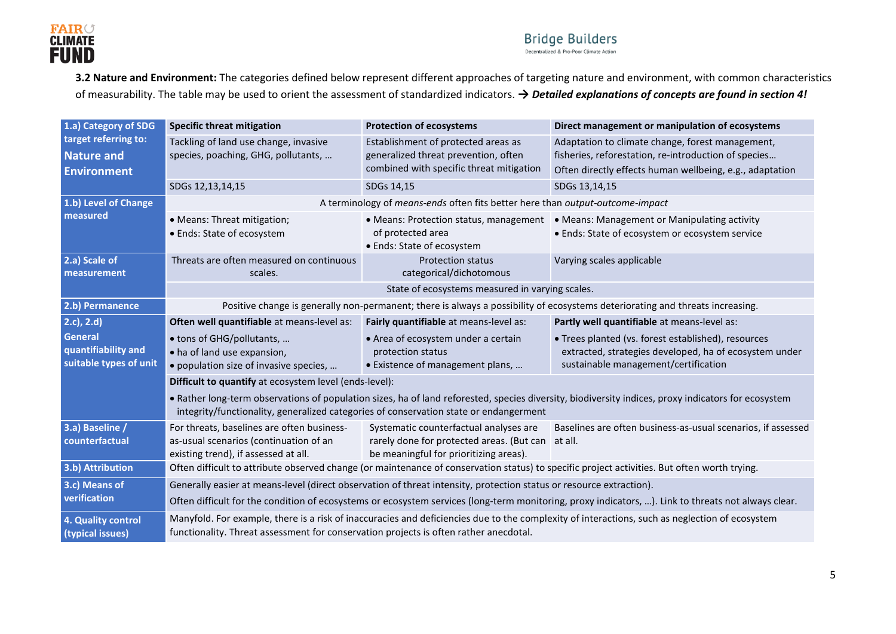**3.2 Nature and Environment:** The categories defined below represent different approaches of targeting nature and environment, with common characteristics of measurability. The table may be used to orient the assessment of standardized indicators. → ***Detailed explanations of concepts are found in section 4!***

| **1.a) Category of SDG target referring to: Nature and Environment** | **Specific threat mitigation** | **Protection of ecosystems** | **Direct management or manipulation of ecosystems** |
|---|---|---|---|
| | Tackling of land use change, invasive species, poaching, GHG, pollutants, … | Establishment of protected areas as generalized threat prevention, often combined with specific threat mitigation | Adaptation to climate change, forest management, fisheries, reforestation, re-introduction of species… Often directly effects human wellbeing, e.g., adaptation |
| | SDGs 12,13,14,15 | SDGs 14,15 | SDGs 13,14,15 |
| **1.b) Level of Change measured** | A terminology of *means-ends* often fits better here than *output-outcome-impact* | | |
| | • Means: Threat mitigation;<br>• Ends: State of ecosystem | • Means: Protection status, management of protected area<br>• Ends: State of ecosystem | • Means: Management or Manipulating activity<br>• Ends: State of ecosystem or ecosystem service |
| **2.a) Scale of measurement** | Threats are often measured on continuous scales. | Protection status categorical/dichotomous | Varying scales applicable |
| | State of ecosystems measured in varying scales. | | |
| **2.b) Permanence** | Positive change is generally non-permanent; there is always a possibility of ecosystems deteriorating and threats increasing. | | |
| **2.c), 2.d) General quantifiability and suitable types of unit** | **Often well quantifiable** at means-level as:<br>• tons of GHG/pollutants, …<br>• ha of land use expansion,<br>• population size of invasive species, … | **Fairly quantifiable** at means-level as:<br>• Area of ecosystem under a certain protection status<br>• Existence of management plans, … | **Partly well quantifiable** at means-level as:<br>• Trees planted (vs. forest established), resources extracted, strategies developed, ha of ecosystem under sustainable management/certification |
| | **Difficult to quantify** at ecosystem level (ends-level):<br>• Rather long-term observations of population sizes, ha of land reforested, species diversity, biodiversity indices, proxy indicators for ecosystem integrity/functionality, generalized categories of conservation state or endangerment | | |
| **3.a) Baseline / counterfactual** | For threats, baselines are often business-as-usual scenarios (continuation of an existing trend), if assessed at all. | Systematic counterfactual analyses are rarely done for protected areas. (But can be meaningful for prioritizing areas). | Baselines are often business-as-usual scenarios, if assessed at all. |
| **3.b) Attribution** | Often difficult to attribute observed change (or maintenance of conservation status) to specific project activities. But often worth trying. | | |
| **3.c) Means of verification** | Generally easier at means-level (direct observation of threat intensity, protection status or resource extraction).<br>Often difficult for the condition of ecosystems or ecosystem services (long-term monitoring, proxy indicators, …). Link to threats not always clear. | | |
| **4. Quality control (typical issues)** | Manyfold. For example, there is a risk of inaccuracies and deficiencies due to the complexity of interactions, such as neglection of ecosystem functionality. Threat assessment for conservation projects is often rather anecdotal. | | |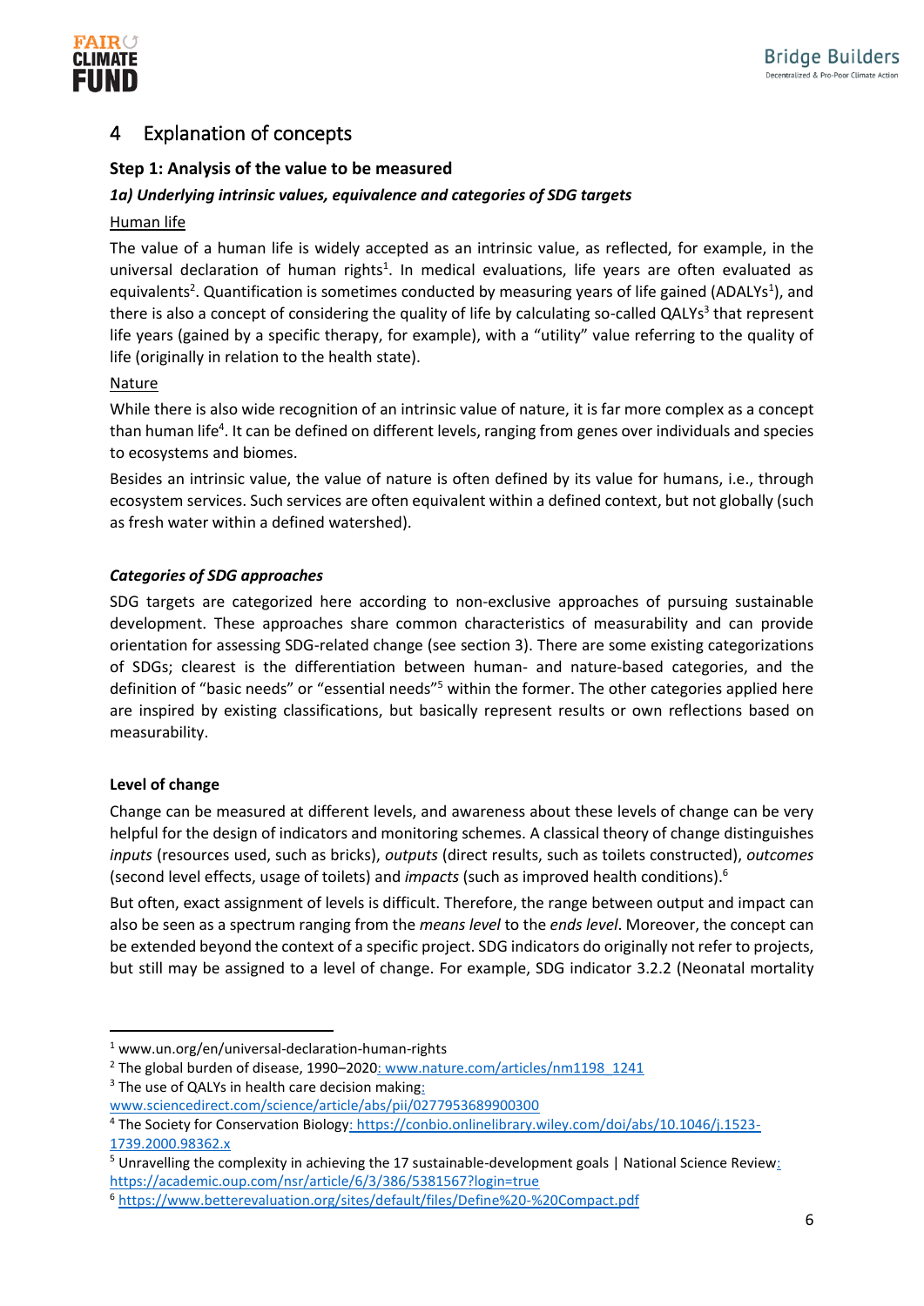# 4 Explanation of concepts

### Step 1: Analysis of the value to be measured

#### *1a) Underlying intrinsic values, equivalence and categories of SDG targets*

Human life

The value of a human life is widely accepted as an intrinsic value, as reflected, for example, in the universal declaration of human rights[1]. In medical evaluations, life years are often evaluated as equivalents[2]. Quantification is sometimes conducted by measuring years of life gained (ADALYs[1]), and there is also a concept of considering the quality of life by calculating so-called QALYs[3] that represent life years (gained by a specific therapy, for example), with a "utility" value referring to the quality of life (originally in relation to the health state).

Nature

While there is also wide recognition of an intrinsic value of nature, it is far more complex as a concept than human life[4]. It can be defined on different levels, ranging from genes over individuals and species to ecosystems and biomes.

Besides an intrinsic value, the value of nature is often defined by its value for humans, i.e., through ecosystem services. Such services are often equivalent within a defined context, but not globally (such as fresh water within a defined watershed).

#### *Categories of SDG approaches*

SDG targets are categorized here according to non-exclusive approaches of pursuing sustainable development. These approaches share common characteristics of measurability and can provide orientation for assessing SDG-related change (see section 3). There are some existing categorizations of SDGs; clearest is the differentiation between human- and nature-based categories, and the definition of "basic needs" or "essential needs"[5] within the former. The other categories applied here are inspired by existing classifications, but basically represent results or own reflections based on measurability.

### Level of change

Change can be measured at different levels, and awareness about these levels of change can be very helpful for the design of indicators and monitoring schemes. A classical theory of change distinguishes *inputs* (resources used, such as bricks), *outputs* (direct results, such as toilets constructed), *outcomes* (second level effects, usage of toilets) and *impacts* (such as improved health conditions).[6]

But often, exact assignment of levels is difficult. Therefore, the range between output and impact can also be seen as a spectrum ranging from the *means level* to the *ends level*. Moreover, the concept can be extended beyond the context of a specific project. SDG indicators do originally not refer to projects, but still may be assigned to a level of change. For example, SDG indicator 3.2.2 (Neonatal mortality

---

[1] www.un.org/en/universal-declaration-human-rights

[2] The global burden of disease, 1990–2020: www.nature.com/articles/nm1198_1241

[3] The use of QALYs in health care decision making: www.sciencedirect.com/science/article/abs/pii/0277953689900300

[4] The Society for Conservation Biology: https://conbio.onlinelibrary.wiley.com/doi/abs/10.1046/j.1523-1739.2000.98362.x

[5] Unravelling the complexity in achieving the 17 sustainable-development goals | National Science Review: https://academic.oup.com/nsr/article/6/3/386/5381567?login=true

[6] https://www.betterevaluation.org/sites/default/files/Define%20-%20Compact.pdf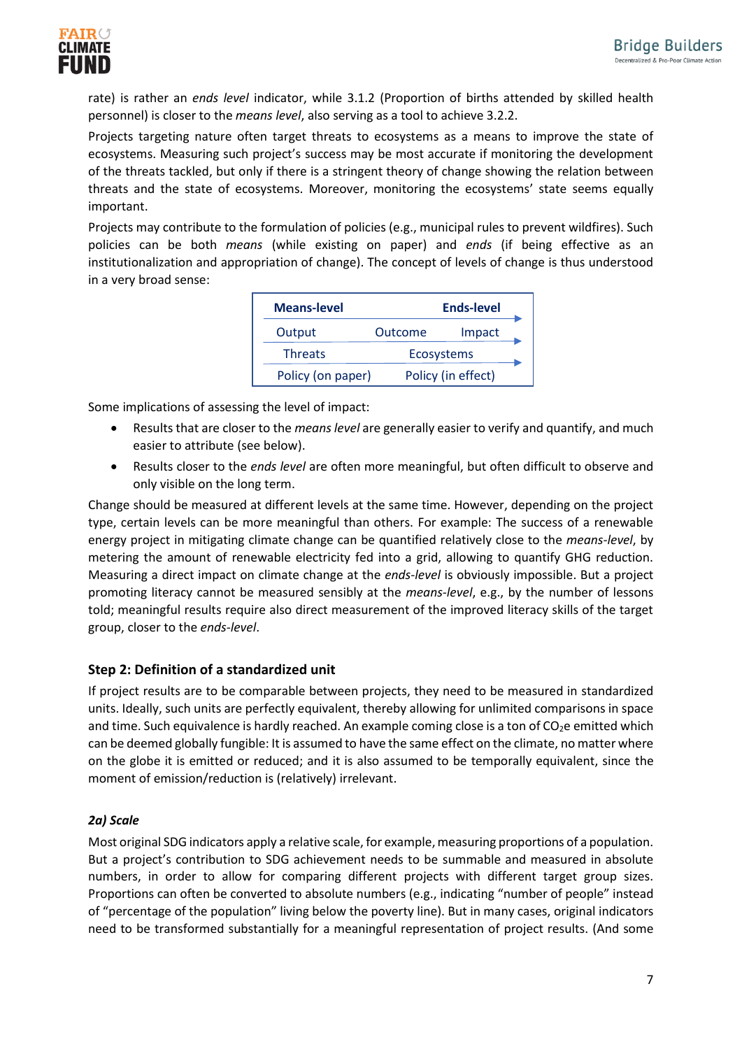rate) is rather an *ends level* indicator, while 3.1.2 (Proportion of births attended by skilled health personnel) is closer to the *means level*, also serving as a tool to achieve 3.2.2.

Projects targeting nature often target threats to ecosystems as a means to improve the state of ecosystems. Measuring such project's success may be most accurate if monitoring the development of the threats tackled, but only if there is a stringent theory of change showing the relation between threats and the state of ecosystems. Moreover, monitoring the ecosystems' state seems equally important.

Projects may contribute to the formulation of policies (e.g., municipal rules to prevent wildfires). Such policies can be both *means* (while existing on paper) and *ends* (if being effective as an institutionalization and appropriation of change). The concept of levels of change is thus understood in a very broad sense:

| **Means-level** | | **Ends-level** |
|---|---|---|
| Output | Outcome | Impact |
| Threats | | Ecosystems |
| Policy (on paper) | | Policy (in effect) |

Some implications of assessing the level of impact:

- Results that are closer to the *means level* are generally easier to verify and quantify, and much easier to attribute (see below).
- Results closer to the *ends level* are often more meaningful, but often difficult to observe and only visible on the long term.

Change should be measured at different levels at the same time. However, depending on the project type, certain levels can be more meaningful than others. For example: The success of a renewable energy project in mitigating climate change can be quantified relatively close to the *means-level*, by metering the amount of renewable electricity fed into a grid, allowing to quantify GHG reduction. Measuring a direct impact on climate change at the *ends-level* is obviously impossible. But a project promoting literacy cannot be measured sensibly at the *means-level*, e.g., by the number of lessons told; meaningful results require also direct measurement of the improved literacy skills of the target group, closer to the *ends-level*.

### Step 2: Definition of a standardized unit

If project results are to be comparable between projects, they need to be measured in standardized units. Ideally, such units are perfectly equivalent, thereby allowing for unlimited comparisons in space and time. Such equivalence is hardly reached. An example coming close is a ton of $CO_2e$ emitted which can be deemed globally fungible: It is assumed to have the same effect on the climate, no matter where on the globe it is emitted or reduced; and it is also assumed to be temporally equivalent, since the moment of emission/reduction is (relatively) irrelevant.

#### *2a) Scale*

Most original SDG indicators apply a relative scale, for example, measuring proportions of a population. But a project's contribution to SDG achievement needs to be summable and measured in absolute numbers, in order to allow for comparing different projects with different target group sizes. Proportions can often be converted to absolute numbers (e.g., indicating "number of people" instead of "percentage of the population" living below the poverty line). But in many cases, original indicators need to be transformed substantially for a meaningful representation of project results. (And some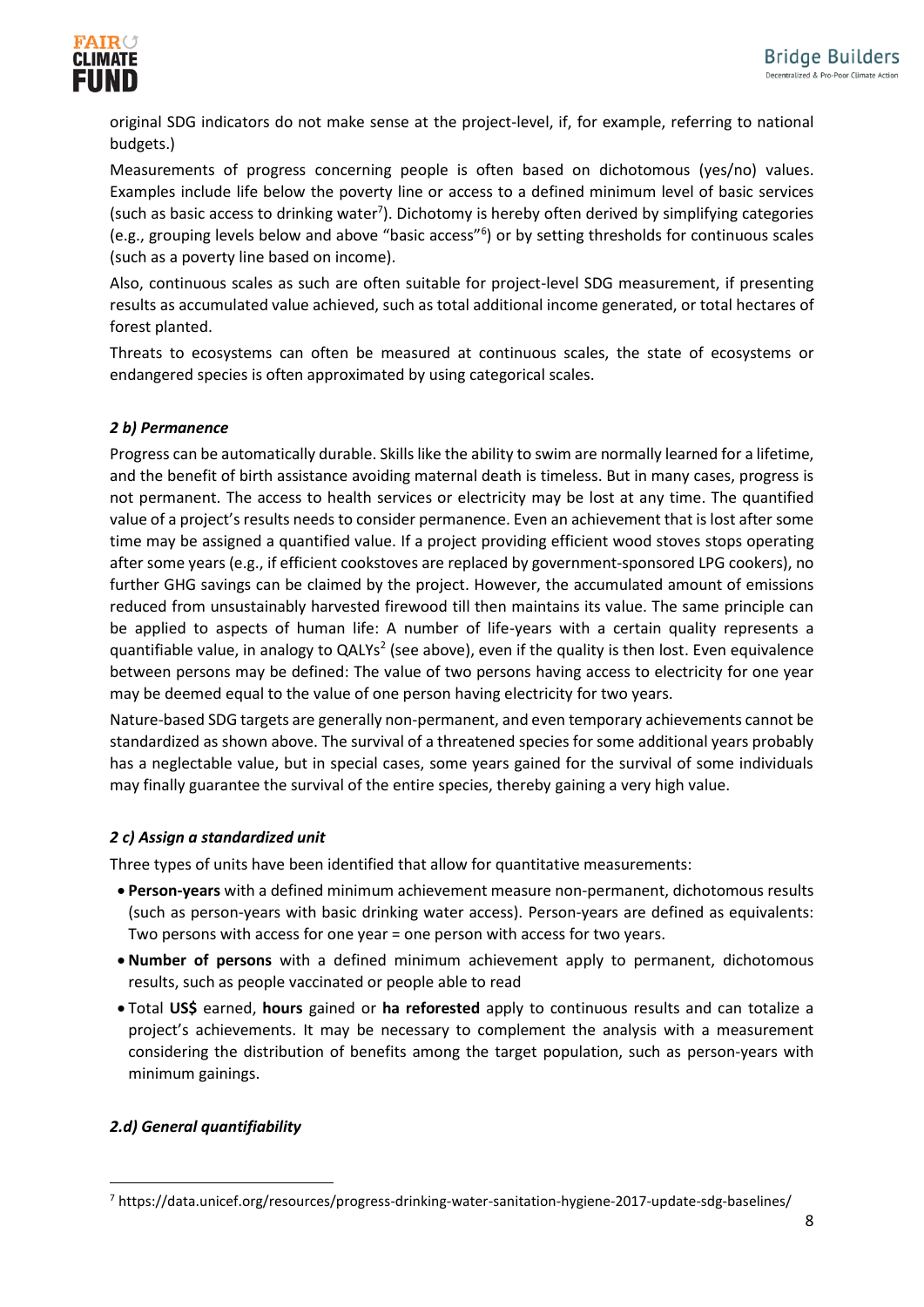original SDG indicators do not make sense at the project-level, if, for example, referring to national budgets.)

Measurements of progress concerning people is often based on dichotomous (yes/no) values. Examples include life below the poverty line or access to a defined minimum level of basic services (such as basic access to drinking water[7]). Dichotomy is hereby often derived by simplifying categories (e.g., grouping levels below and above "basic access"[6]) or by setting thresholds for continuous scales (such as a poverty line based on income).

Also, continuous scales as such are often suitable for project-level SDG measurement, if presenting results as accumulated value achieved, such as total additional income generated, or total hectares of forest planted.

Threats to ecosystems can often be measured at continuous scales, the state of ecosystems or endangered species is often approximated by using categorical scales.

### *2 b) Permanence*

Progress can be automatically durable. Skills like the ability to swim are normally learned for a lifetime, and the benefit of birth assistance avoiding maternal death is timeless. But in many cases, progress is not permanent. The access to health services or electricity may be lost at any time. The quantified value of a project's results needs to consider permanence. Even an achievement that is lost after some time may be assigned a quantified value. If a project providing efficient wood stoves stops operating after some years (e.g., if efficient cookstoves are replaced by government-sponsored LPG cookers), no further GHG savings can be claimed by the project. However, the accumulated amount of emissions reduced from unsustainably harvested firewood till then maintains its value. The same principle can be applied to aspects of human life: A number of life-years with a certain quality represents a quantifiable value, in analogy to QALYs[2] (see above), even if the quality is then lost. Even equivalence between persons may be defined: The value of two persons having access to electricity for one year may be deemed equal to the value of one person having electricity for two years.

Nature-based SDG targets are generally non-permanent, and even temporary achievements cannot be standardized as shown above. The survival of a threatened species for some additional years probably has a neglectable value, but in special cases, some years gained for the survival of some individuals may finally guarantee the survival of the entire species, thereby gaining a very high value.

### *2 c) Assign a standardized unit*

Three types of units have been identified that allow for quantitative measurements:

- **Person-years** with a defined minimum achievement measure non-permanent, dichotomous results (such as person-years with basic drinking water access). Person-years are defined as equivalents: Two persons with access for one year = one person with access for two years.
- **Number of persons** with a defined minimum achievement apply to permanent, dichotomous results, such as people vaccinated or people able to read
- Total **US$** earned, **hours** gained or **ha reforested** apply to continuous results and can totalize a project's achievements. It may be necessary to complement the analysis with a measurement considering the distribution of benefits among the target population, such as person-years with minimum gainings.

### *2.d) General quantifiability*

---

[7] https://data.unicef.org/resources/progress-drinking-water-sanitation-hygiene-2017-update-sdg-baselines/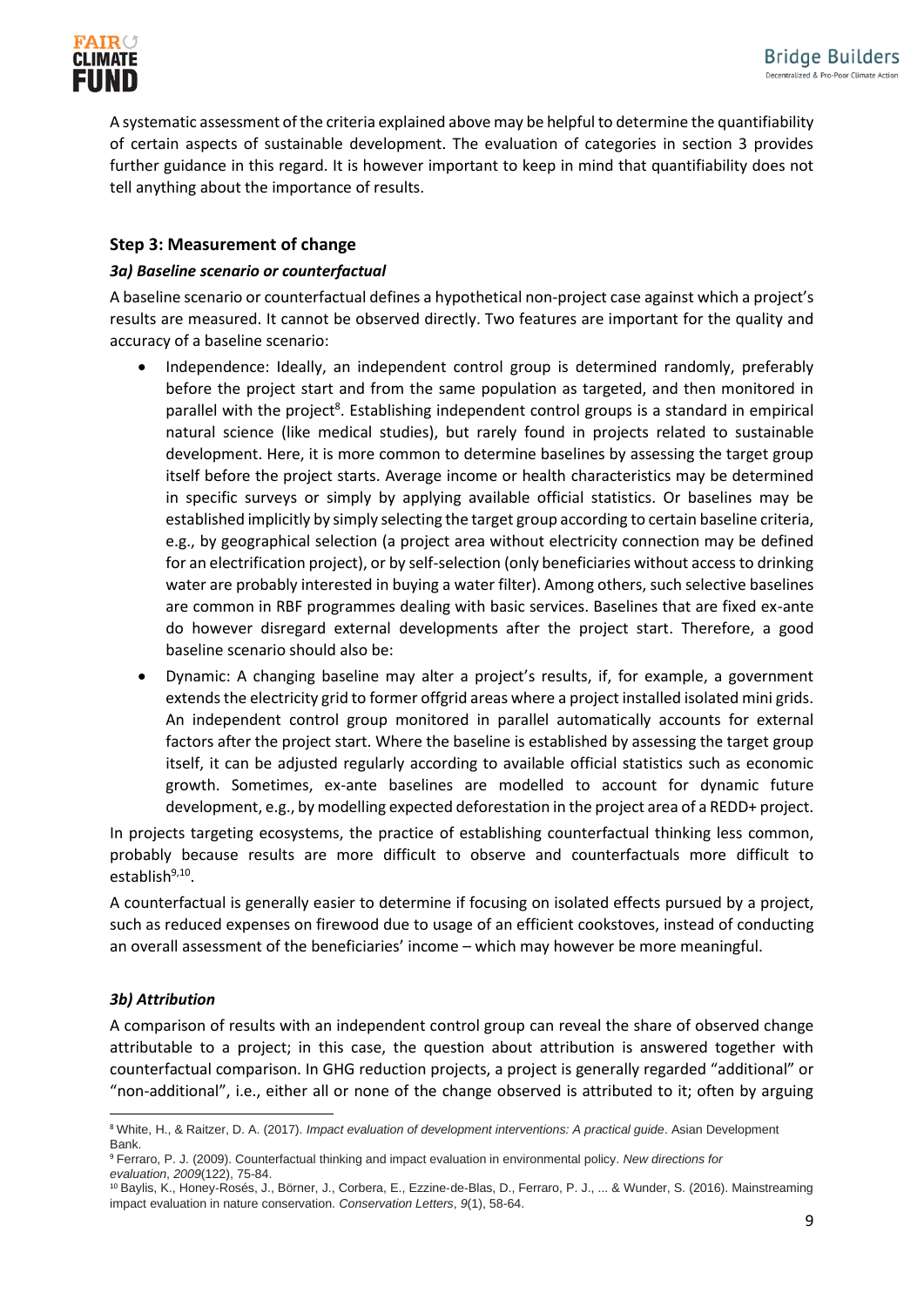A systematic assessment of the criteria explained above may be helpful to determine the quantifiability of certain aspects of sustainable development. The evaluation of categories in section 3 provides further guidance in this regard. It is however important to keep in mind that quantifiability does not tell anything about the importance of results.

### Step 3: Measurement of change

#### *3a) Baseline scenario or counterfactual*

A baseline scenario or counterfactual defines a hypothetical non-project case against which a project's results are measured. It cannot be observed directly. Two features are important for the quality and accuracy of a baseline scenario:

- Independence: Ideally, an independent control group is determined randomly, preferably before the project start and from the same population as targeted, and then monitored in parallel with the project[8]. Establishing independent control groups is a standard in empirical natural science (like medical studies), but rarely found in projects related to sustainable development. Here, it is more common to determine baselines by assessing the target group itself before the project starts. Average income or health characteristics may be determined in specific surveys or simply by applying available official statistics. Or baselines may be established implicitly by simply selecting the target group according to certain baseline criteria, e.g., by geographical selection (a project area without electricity connection may be defined for an electrification project), or by self-selection (only beneficiaries without access to drinking water are probably interested in buying a water filter). Among others, such selective baselines are common in RBF programmes dealing with basic services. Baselines that are fixed ex-ante do however disregard external developments after the project start. Therefore, a good baseline scenario should also be:
- Dynamic: A changing baseline may alter a project's results, if, for example, a government extends the electricity grid to former offgrid areas where a project installed isolated mini grids. An independent control group monitored in parallel automatically accounts for external factors after the project start. Where the baseline is established by assessing the target group itself, it can be adjusted regularly according to available official statistics such as economic growth. Sometimes, ex-ante baselines are modelled to account for dynamic future development, e.g., by modelling expected deforestation in the project area of a REDD+ project.

In projects targeting ecosystems, the practice of establishing counterfactual thinking less common, probably because results are more difficult to observe and counterfactuals more difficult to establish[9,10].

A counterfactual is generally easier to determine if focusing on isolated effects pursued by a project, such as reduced expenses on firewood due to usage of an efficient cookstoves, instead of conducting an overall assessment of the beneficiaries' income – which may however be more meaningful.

#### *3b) Attribution*

A comparison of results with an independent control group can reveal the share of observed change attributable to a project; in this case, the question about attribution is answered together with counterfactual comparison. In GHG reduction projects, a project is generally regarded "additional" or "non-additional", i.e., either all or none of the change observed is attributed to it; often by arguing

---

[8] White, H., & Raitzer, D. A. (2017). *Impact evaluation of development interventions: A practical guide*. Asian Development Bank.

[9] Ferraro, P. J. (2009). Counterfactual thinking and impact evaluation in environmental policy. *New directions for evaluation*, *2009*(122), 75-84.

[10] Baylis, K., Honey-Rosés, J., Börner, J., Corbera, E., Ezzine-de-Blas, D., Ferraro, P. J., ... & Wunder, S. (2016). Mainstreaming impact evaluation in nature conservation. *Conservation Letters*, *9*(1), 58-64.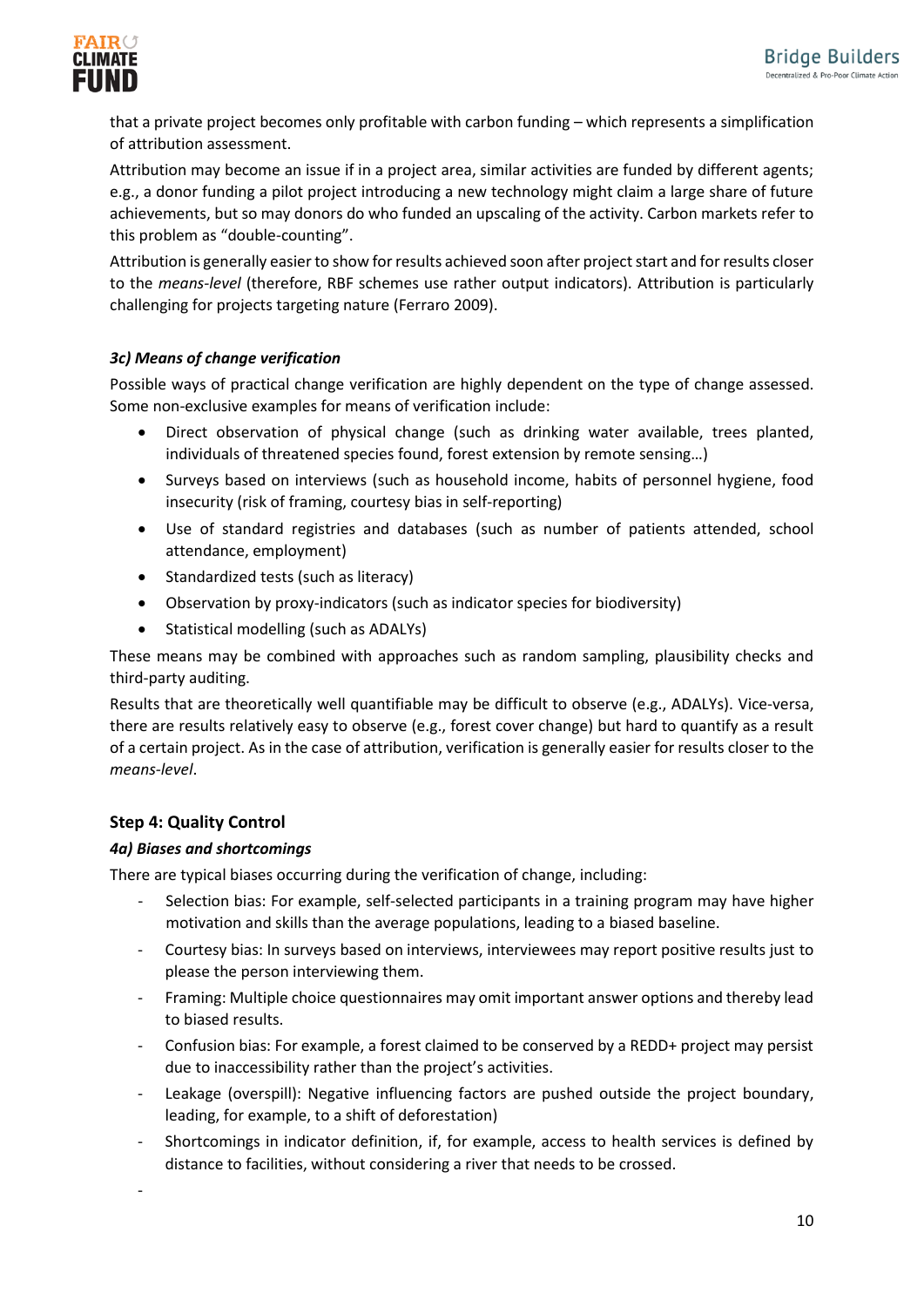that a private project becomes only profitable with carbon funding – which represents a simplification of attribution assessment.

Attribution may become an issue if in a project area, similar activities are funded by different agents; e.g., a donor funding a pilot project introducing a new technology might claim a large share of future achievements, but so may donors do who funded an upscaling of the activity. Carbon markets refer to this problem as "double-counting".

Attribution is generally easier to show for results achieved soon after project start and for results closer to the *means-level* (therefore, RBF schemes use rather output indicators). Attribution is particularly challenging for projects targeting nature (Ferraro 2009).

#### *3c) Means of change verification*

Possible ways of practical change verification are highly dependent on the type of change assessed. Some non-exclusive examples for means of verification include:

- Direct observation of physical change (such as drinking water available, trees planted, individuals of threatened species found, forest extension by remote sensing…)
- Surveys based on interviews (such as household income, habits of personnel hygiene, food insecurity (risk of framing, courtesy bias in self-reporting)
- Use of standard registries and databases (such as number of patients attended, school attendance, employment)
- Standardized tests (such as literacy)
- Observation by proxy-indicators (such as indicator species for biodiversity)
- Statistical modelling (such as ADALYs)

These means may be combined with approaches such as random sampling, plausibility checks and third-party auditing.

Results that are theoretically well quantifiable may be difficult to observe (e.g., ADALYs). Vice-versa, there are results relatively easy to observe (e.g., forest cover change) but hard to quantify as a result of a certain project. As in the case of attribution, verification is generally easier for results closer to the *means-level*.

### Step 4: Quality Control

#### *4a) Biases and shortcomings*

There are typical biases occurring during the verification of change, including:

- Selection bias: For example, self-selected participants in a training program may have higher motivation and skills than the average populations, leading to a biased baseline.
- Courtesy bias: In surveys based on interviews, interviewees may report positive results just to please the person interviewing them.
- Framing: Multiple choice questionnaires may omit important answer options and thereby lead to biased results.
- Confusion bias: For example, a forest claimed to be conserved by a REDD+ project may persist due to inaccessibility rather than the project's activities.
- Leakage (overspill): Negative influencing factors are pushed outside the project boundary, leading, for example, to a shift of deforestation)
- Shortcomings in indicator definition, if, for example, access to health services is defined by distance to facilities, without considering a river that needs to be crossed.
-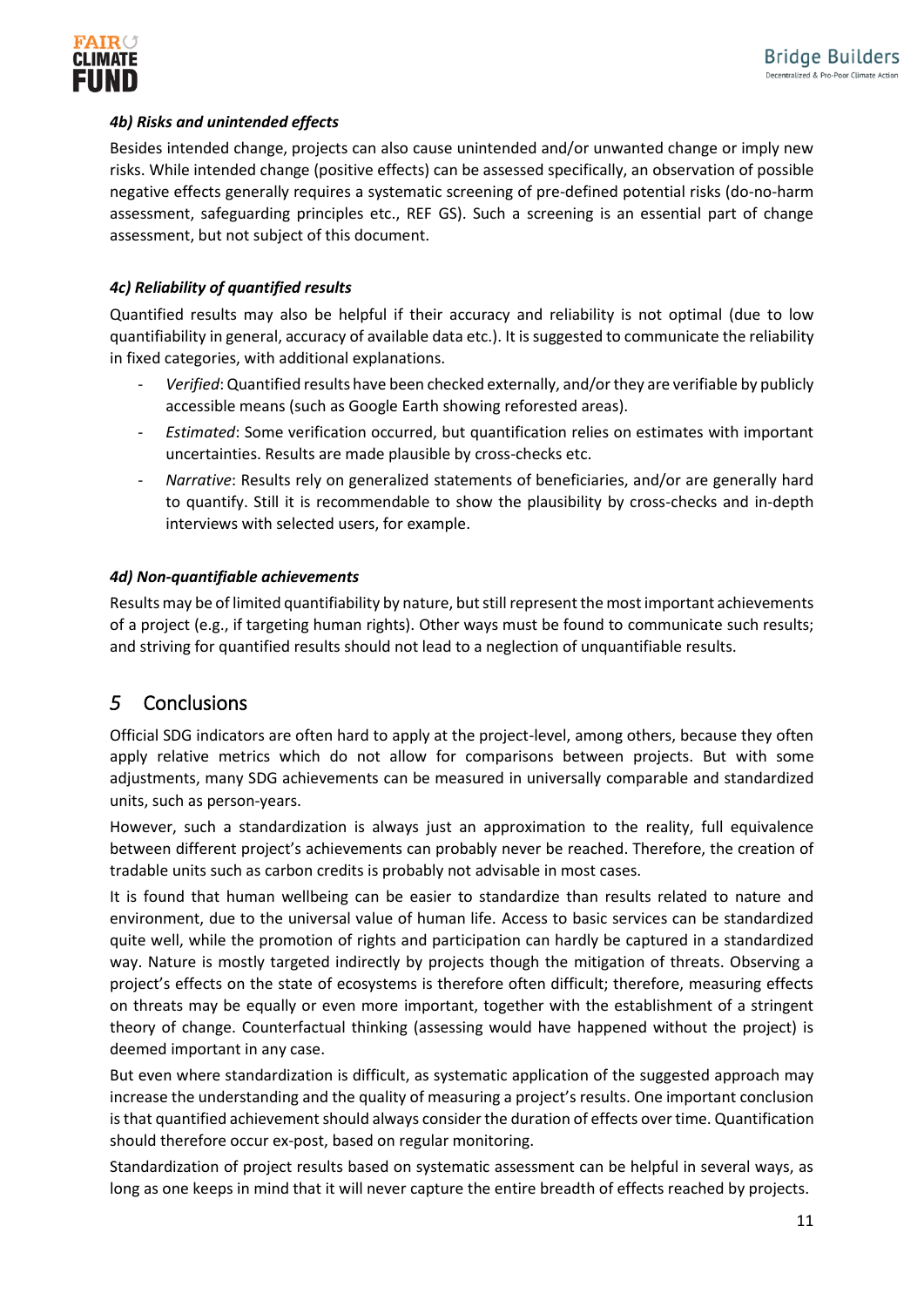#### *4b) Risks and unintended effects*

Besides intended change, projects can also cause unintended and/or unwanted change or imply new risks. While intended change (positive effects) can be assessed specifically, an observation of possible negative effects generally requires a systematic screening of pre-defined potential risks (do-no-harm assessment, safeguarding principles etc., REF GS). Such a screening is an essential part of change assessment, but not subject of this document.

#### *4c) Reliability of quantified results*

Quantified results may also be helpful if their accuracy and reliability is not optimal (due to low quantifiability in general, accuracy of available data etc.). It is suggested to communicate the reliability in fixed categories, with additional explanations.

- *Verified*: Quantified results have been checked externally, and/or they are verifiable by publicly accessible means (such as Google Earth showing reforested areas).
- *Estimated*: Some verification occurred, but quantification relies on estimates with important uncertainties. Results are made plausible by cross-checks etc.
- *Narrative*: Results rely on generalized statements of beneficiaries, and/or are generally hard to quantify. Still it is recommendable to show the plausibility by cross-checks and in-depth interviews with selected users, for example.

#### *4d) Non-quantifiable achievements*

Results may be of limited quantifiability by nature, but still represent the most important achievements of a project (e.g., if targeting human rights). Other ways must be found to communicate such results; and striving for quantified results should not lead to a neglection of unquantifiable results.

## 5 Conclusions

Official SDG indicators are often hard to apply at the project-level, among others, because they often apply relative metrics which do not allow for comparisons between projects. But with some adjustments, many SDG achievements can be measured in universally comparable and standardized units, such as person-years.

However, such a standardization is always just an approximation to the reality, full equivalence between different project's achievements can probably never be reached. Therefore, the creation of tradable units such as carbon credits is probably not advisable in most cases.

It is found that human wellbeing can be easier to standardize than results related to nature and environment, due to the universal value of human life. Access to basic services can be standardized quite well, while the promotion of rights and participation can hardly be captured in a standardized way. Nature is mostly targeted indirectly by projects though the mitigation of threats. Observing a project's effects on the state of ecosystems is therefore often difficult; therefore, measuring effects on threats may be equally or even more important, together with the establishment of a stringent theory of change. Counterfactual thinking (assessing would have happened without the project) is deemed important in any case.

But even where standardization is difficult, as systematic application of the suggested approach may increase the understanding and the quality of measuring a project's results. One important conclusion is that quantified achievement should always consider the duration of effects over time. Quantification should therefore occur ex-post, based on regular monitoring.

Standardization of project results based on systematic assessment can be helpful in several ways, as long as one keeps in mind that it will never capture the entire breadth of effects reached by projects.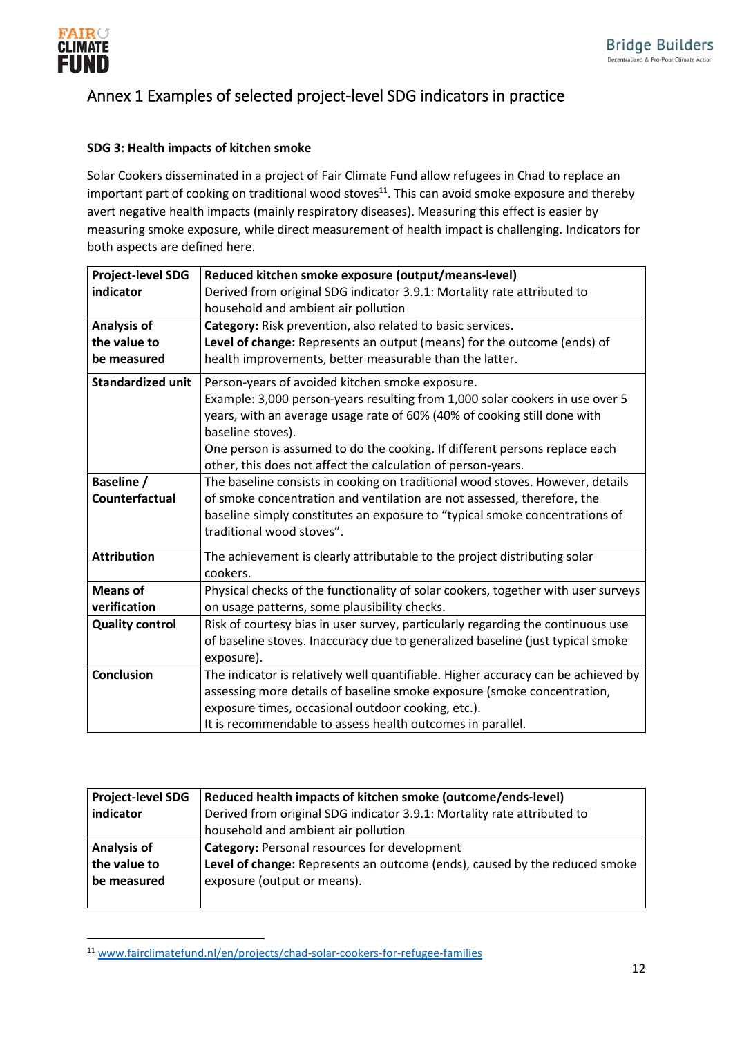## Annex 1 Examples of selected project-level SDG indicators in practice

**SDG 3: Health impacts of kitchen smoke**

Solar Cookers disseminated in a project of Fair Climate Fund allow refugees in Chad to replace an important part of cooking on traditional wood stoves[11]. This can avoid smoke exposure and thereby avert negative health impacts (mainly respiratory diseases). Measuring this effect is easier by measuring smoke exposure, while direct measurement of health impact is challenging. Indicators for both aspects are defined here.

| **Project-level SDG indicator** | **Reduced kitchen smoke exposure (output/means-level)**<br>Derived from original SDG indicator 3.9.1: Mortality rate attributed to household and ambient air pollution |
|---|---|
| **Analysis of the value to be measured** | **Category:** Risk prevention, also related to basic services.<br>**Level of change:** Represents an output (means) for the outcome (ends) of health improvements, better measurable than the latter. |
| **Standardized unit** | Person-years of avoided kitchen smoke exposure.<br>Example: 3,000 person-years resulting from 1,000 solar cookers in use over 5 years, with an average usage rate of 60% (40% of cooking still done with baseline stoves).<br>One person is assumed to do the cooking. If different persons replace each other, this does not affect the calculation of person-years. |
| **Baseline / Counterfactual** | The baseline consists in cooking on traditional wood stoves. However, details of smoke concentration and ventilation are not assessed, therefore, the baseline simply constitutes an exposure to "typical smoke concentrations of traditional wood stoves". |
| **Attribution** | The achievement is clearly attributable to the project distributing solar cookers. |
| **Means of verification** | Physical checks of the functionality of solar cookers, together with user surveys on usage patterns, some plausibility checks. |
| **Quality control** | Risk of courtesy bias in user survey, particularly regarding the continuous use of baseline stoves. Inaccuracy due to generalized baseline (just typical smoke exposure). |
| **Conclusion** | The indicator is relatively well quantifiable. Higher accuracy can be achieved by assessing more details of baseline smoke exposure (smoke concentration, exposure times, occasional outdoor cooking, etc.).<br>It is recommendable to assess health outcomes in parallel. |

| **Project-level SDG indicator** | **Reduced health impacts of kitchen smoke (outcome/ends-level)**<br>Derived from original SDG indicator 3.9.1: Mortality rate attributed to household and ambient air pollution |
|---|---|
| **Analysis of the value to be measured** | **Category:** Personal resources for development<br>**Level of change:** Represents an outcome (ends), caused by the reduced smoke exposure (output or means). |

[11] www.fairclimatefund.nl/en/projects/chad-solar-cookers-for-refugee-families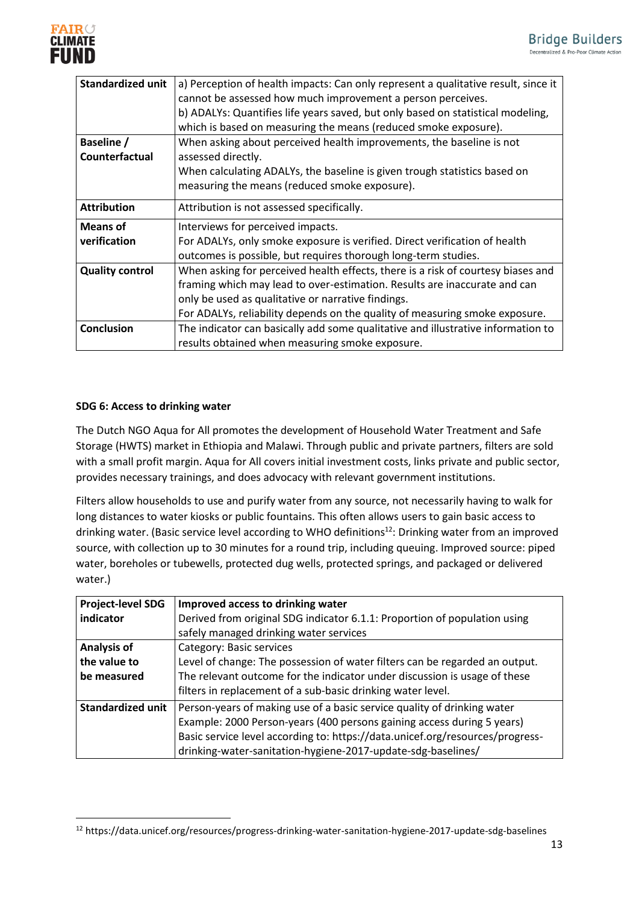| Standardized unit | a) Perception of health impacts: Can only represent a qualitative result, since it cannot be assessed how much improvement a person perceives.<br>b) ADALYs: Quantifies life years saved, but only based on statistical modeling, which is based on measuring the means (reduced smoke exposure). |
|---|---|
| Baseline / Counterfactual | When asking about perceived health improvements, the baseline is not assessed directly.<br>When calculating ADALYs, the baseline is given trough statistics based on measuring the means (reduced smoke exposure). |
| Attribution | Attribution is not assessed specifically. |
| Means of verification | Interviews for perceived impacts.<br>For ADALYs, only smoke exposure is verified. Direct verification of health outcomes is possible, but requires thorough long-term studies. |
| Quality control | When asking for perceived health effects, there is a risk of courtesy biases and framing which may lead to over-estimation. Results are inaccurate and can only be used as qualitative or narrative findings.<br>For ADALYs, reliability depends on the quality of measuring smoke exposure. |
| Conclusion | The indicator can basically add some qualitative and illustrative information to results obtained when measuring smoke exposure. |

**SDG 6: Access to drinking water**

The Dutch NGO Aqua for All promotes the development of Household Water Treatment and Safe Storage (HWTS) market in Ethiopia and Malawi. Through public and private partners, filters are sold with a small profit margin. Aqua for All covers initial investment costs, links private and public sector, provides necessary trainings, and does advocacy with relevant government institutions.

Filters allow households to use and purify water from any source, not necessarily having to walk for long distances to water kiosks or public fountains. This often allows users to gain basic access to drinking water. (Basic service level according to WHO definitions[12]: Drinking water from an improved source, with collection up to 30 minutes for a round trip, including queuing. Improved source: piped water, boreholes or tubewells, protected dug wells, protected springs, and packaged or delivered water.)

| Project-level SDG indicator | **Improved access to drinking water**<br>Derived from original SDG indicator 6.1.1: Proportion of population using safely managed drinking water services |
|---|---|
| Analysis of the value to be measured | Category: Basic services<br>Level of change: The possession of water filters can be regarded an output. The relevant outcome for the indicator under discussion is usage of these filters in replacement of a sub-basic drinking water level. |
| Standardized unit | Person-years of making use of a basic service quality of drinking water<br>Example: 2000 Person-years (400 persons gaining access during 5 years)<br>Basic service level according to: https://data.unicef.org/resources/progress-drinking-water-sanitation-hygiene-2017-update-sdg-baselines/ |

[12] https://data.unicef.org/resources/progress-drinking-water-sanitation-hygiene-2017-update-sdg-baselines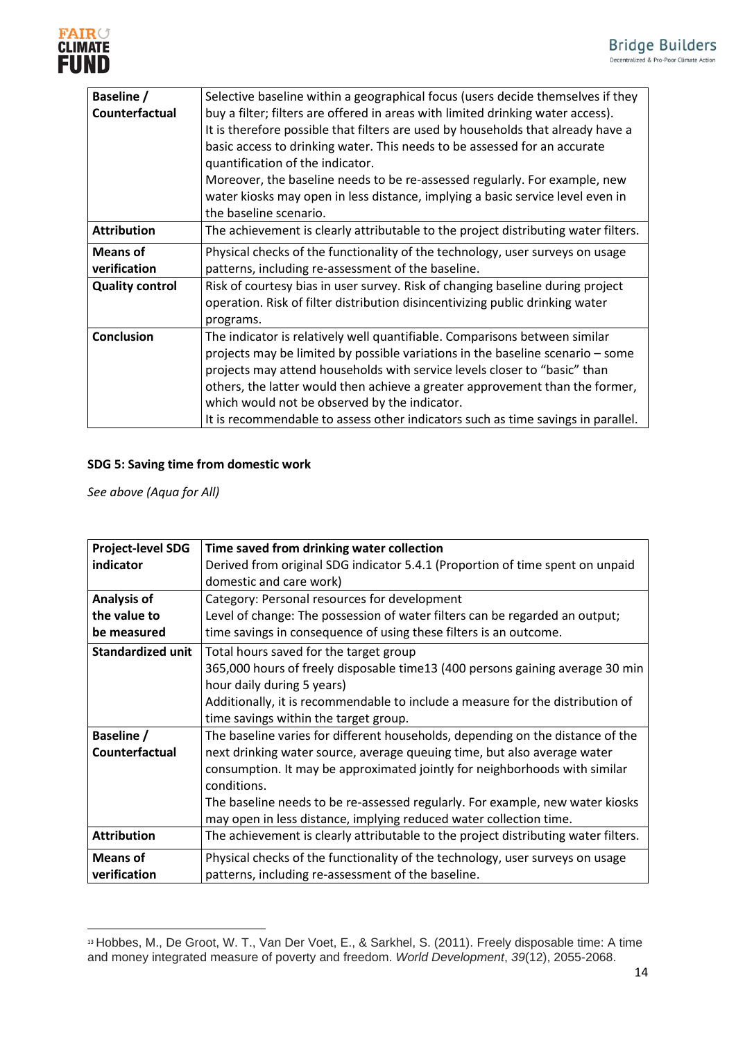| Baseline / Counterfactual | Selective baseline within a geographical focus (users decide themselves if they buy a filter; filters are offered in areas with limited drinking water access). It is therefore possible that filters are used by households that already have a basic access to drinking water. This needs to be assessed for an accurate quantification of the indicator. Moreover, the baseline needs to be re-assessed regularly. For example, new water kiosks may open in less distance, implying a basic service level even in the baseline scenario. |
|---|---|
| **Attribution** | The achievement is clearly attributable to the project distributing water filters. |
| **Means of verification** | Physical checks of the functionality of the technology, user surveys on usage patterns, including re-assessment of the baseline. |
| **Quality control** | Risk of courtesy bias in user survey. Risk of changing baseline during project operation. Risk of filter distribution disincentivizing public drinking water programs. |
| **Conclusion** | The indicator is relatively well quantifiable. Comparisons between similar projects may be limited by possible variations in the baseline scenario – some projects may attend households with service levels closer to "basic" than others, the latter would then achieve a greater approvement than the former, which would not be observed by the indicator. It is recommendable to assess other indicators such as time savings in parallel. |

**SDG 5: Saving time from domestic work**

*See above (Aqua for All)*

| Project-level SDG indicator | **Time saved from drinking water collection** Derived from original SDG indicator 5.4.1 (Proportion of time spent on unpaid domestic and care work) |
|---|---|
| **Analysis of the value to be measured** | Category: Personal resources for development Level of change: The possession of water filters can be regarded an output; time savings in consequence of using these filters is an outcome. |
| **Standardized unit** | Total hours saved for the target group 365,000 hours of freely disposable time[13] (400 persons gaining average 30 min hour daily during 5 years) Additionally, it is recommendable to include a measure for the distribution of time savings within the target group. |
| **Baseline / Counterfactual** | The baseline varies for different households, depending on the distance of the next drinking water source, average queuing time, but also average water consumption. It may be approximated jointly for neighborhoods with similar conditions. The baseline needs to be re-assessed regularly. For example, new water kiosks may open in less distance, implying reduced water collection time. |
| **Attribution** | The achievement is clearly attributable to the project distributing water filters. |
| **Means of verification** | Physical checks of the functionality of the technology, user surveys on usage patterns, including re-assessment of the baseline. |

[13] Hobbes, M., De Groot, W. T., Van Der Voet, E., & Sarkhel, S. (2011). Freely disposable time: A time and money integrated measure of poverty and freedom. *World Development*, *39*(12), 2055-2068.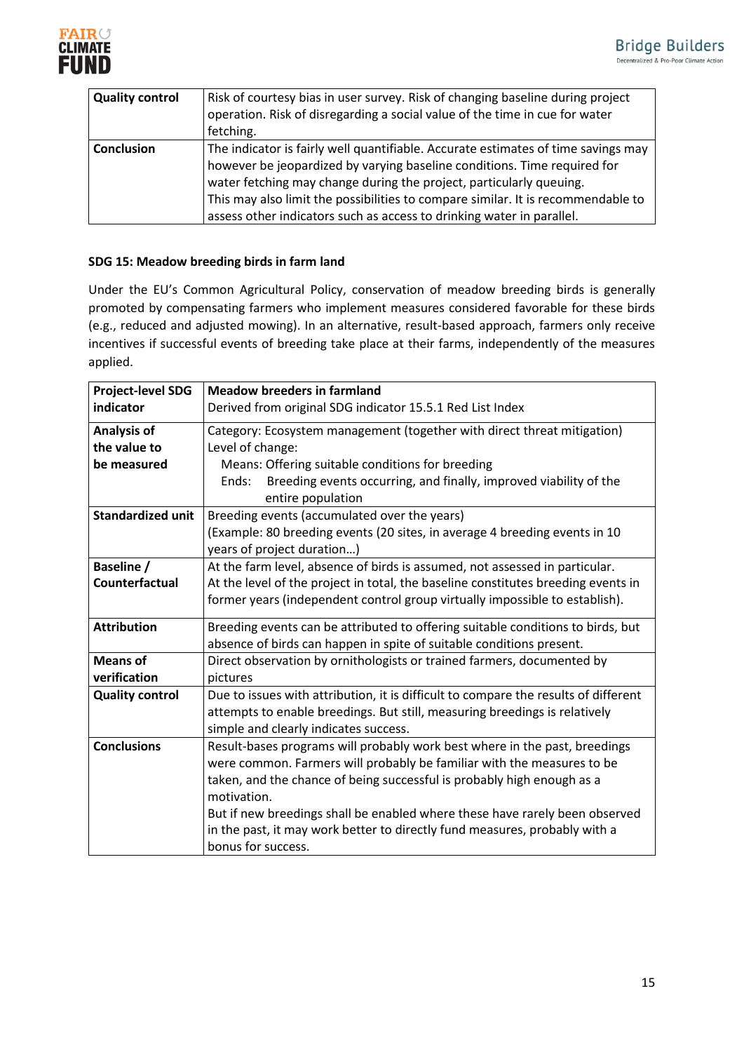| | |
|---|---|
| **Quality control** | Risk of courtesy bias in user survey. Risk of changing baseline during project operation. Risk of disregarding a social value of the time in cue for water fetching. |
| **Conclusion** | The indicator is fairly well quantifiable. Accurate estimates of time savings may however be jeopardized by varying baseline conditions. Time required for water fetching may change during the project, particularly queuing.<br>This may also limit the possibilities to compare similar. It is recommendable to assess other indicators such as access to drinking water in parallel. |

**SDG 15: Meadow breeding birds in farm land**

Under the EU's Common Agricultural Policy, conservation of meadow breeding birds is generally promoted by compensating farmers who implement measures considered favorable for these birds (e.g., reduced and adjusted mowing). In an alternative, result-based approach, farmers only receive incentives if successful events of breeding take place at their farms, independently of the measures applied.

| **Project-level SDG indicator** | **Meadow breeders in farmland**<br>Derived from original SDG indicator 15.5.1 Red List Index |
|---|---|
| **Analysis of the value to be measured** | Category: Ecosystem management (together with direct threat mitigation)<br>Level of change:<br>Means: Offering suitable conditions for breeding<br>Ends: Breeding events occurring, and finally, improved viability of the entire population |
| **Standardized unit** | Breeding events (accumulated over the years)<br>(Example: 80 breeding events (20 sites, in average 4 breeding events in 10 years of project duration…) |
| **Baseline / Counterfactual** | At the farm level, absence of birds is assumed, not assessed in particular.<br>At the level of the project in total, the baseline constitutes breeding events in former years (independent control group virtually impossible to establish). |
| **Attribution** | Breeding events can be attributed to offering suitable conditions to birds, but absence of birds can happen in spite of suitable conditions present. |
| **Means of verification** | Direct observation by ornithologists or trained farmers, documented by pictures |
| **Quality control** | Due to issues with attribution, it is difficult to compare the results of different attempts to enable breedings. But still, measuring breedings is relatively simple and clearly indicates success. |
| **Conclusions** | Result-bases programs will probably work best where in the past, breedings were common. Farmers will probably be familiar with the measures to be taken, and the chance of being successful is probably high enough as a motivation.<br>But if new breedings shall be enabled where these have rarely been observed in the past, it may work better to directly fund measures, probably with a bonus for success. |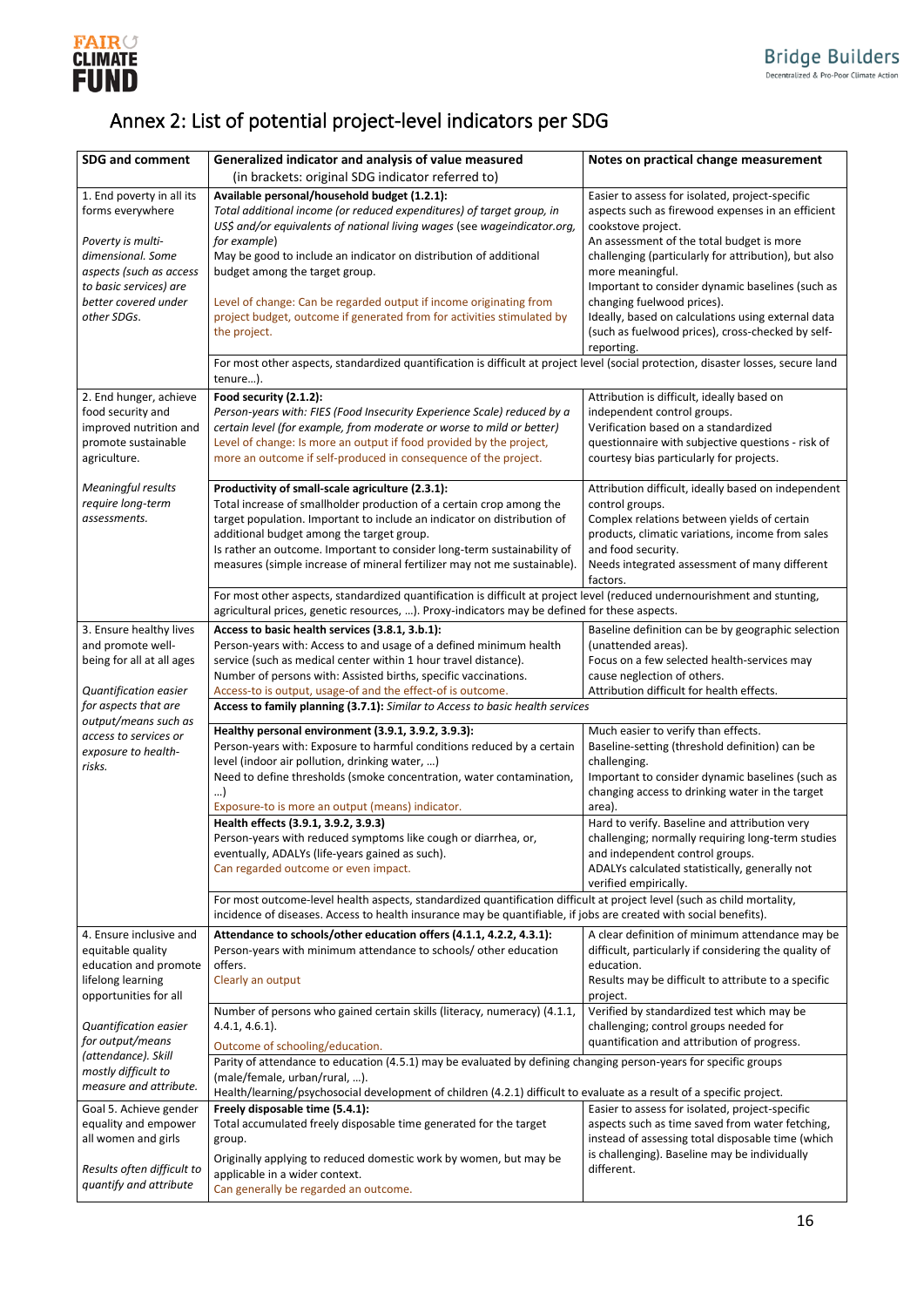# Annex 2: List of potential project-level indicators per SDG

| SDG and comment | Generalized indicator and analysis of value measured (in brackets: original SDG indicator referred to) | Notes on practical change measurement |
|---|---|---|
| 1. End poverty in all its forms everywhere<br><br>*Poverty is multi-dimensional. Some aspects (such as access to basic services) are better covered under other SDGs.* | **Available personal/household budget (1.2.1):**<br>*Total additional income (or reduced expenditures) of target group, in US$ and/or equivalents of national living wages (see wageindicator.org, for example)*<br>May be good to include an indicator on distribution of additional budget among the target group.<br><br>Level of change: Can be regarded output if income originating from project budget, outcome if generated from for activities stimulated by the project. | Easier to assess for isolated, project-specific aspects such as firewood expenses in an efficient cookstove project.<br>An assessment of the total budget is more challenging (particularly for attribution), but also more meaningful.<br>Important to consider dynamic baselines (such as changing fuelwood prices).<br>Ideally, based on calculations using external data (such as fuelwood prices), cross-checked by self-reporting. |
| | For most other aspects, standardized quantification is difficult at project level (social protection, disaster losses, secure land tenure…). | |
| 2. End hunger, achieve food security and improved nutrition and promote sustainable agriculture.<br><br>*Meaningful results require long-term assessments.* | **Food security (2.1.2):**<br>*Person-years with: FIES (Food Insecurity Experience Scale) reduced by a certain level (for example, from moderate or worse to mild or better)*<br>Level of change: Is more an output if food provided by the project, more an outcome if self-produced in consequence of the project. | Attribution is difficult, ideally based on independent control groups.<br>Verification based on a standardized questionnaire with subjective questions - risk of courtesy bias particularly for projects. |
| | **Productivity of small-scale agriculture (2.3.1):**<br>Total increase of smallholder production of a certain crop among the target population. Important to include an indicator on distribution of additional budget among the target group.<br>Is rather an outcome. Important to consider long-term sustainability of measures (simple increase of mineral fertilizer may not me sustainable). | Attribution difficult, ideally based on independent control groups.<br>Complex relations between yields of certain products, climatic variations, income from sales and food security.<br>Needs integrated assessment of many different factors. |
| | For most other aspects, standardized quantification is difficult at project level (reduced undernourishment and stunting, agricultural prices, genetic resources, …). Proxy-indicators may be defined for these aspects. | |
| 3. Ensure healthy lives and promote well-being for all at all ages<br><br>*Quantification easier for aspects that are output/means such as access to services or exposure to health-risks.* | **Access to basic health services (3.8.1, 3.b.1):**<br>Person-years with: Access to and usage of a defined minimum health service (such as medical center within 1 hour travel distance).<br>Number of persons with: Assisted births, specific vaccinations.<br>Access-to is output, usage-of and the effect-of is outcome. | Baseline definition can be by geographic selection (unattended areas).<br>Focus on a few selected health-services may cause neglection of others.<br>Attribution difficult for health effects. |
| | **Access to family planning (3.7.1):** *Similar to Access to basic health services* | |
| | **Healthy personal environment (3.9.1, 3.9.2, 3.9.3):**<br>Person-years with: Exposure to harmful conditions reduced by a certain level (indoor air pollution, drinking water, …)<br>Need to define thresholds (smoke concentration, water contamination, …)<br>Exposure-to is more an output (means) indicator. | Much easier to verify than effects.<br>Baseline-setting (threshold definition) can be challenging.<br>Important to consider dynamic baselines (such as changing access to drinking water in the target area). |
| | **Health effects (3.9.1, 3.9.2, 3.9.3)**<br>Person-years with reduced symptoms like cough or diarrhea, or, eventually, ADALYs (life-years gained as such).<br>Can regarded outcome or even impact. | Hard to verify. Baseline and attribution very challenging; normally requiring long-term studies and independent control groups.<br>ADALYs calculated statistically, generally not verified empirically. |
| | For most outcome-level health aspects, standardized quantification difficult at project level (such as child mortality, incidence of diseases. Access to health insurance may be quantifiable, if jobs are created with social benefits). | |
| 4. Ensure inclusive and equitable quality education and promote lifelong learning opportunities for all<br><br>*Quantification easier for output/means (attendance). Skill mostly difficult to measure and attribute.* | **Attendance to schools/other education offers (4.1.1, 4.2.2, 4.3.1):**<br>Person-years with minimum attendance to schools/ other education offers.<br>Clearly an output | A clear definition of minimum attendance may be difficult, particularly if considering the quality of education.<br>Results may be difficult to attribute to a specific project. |
| | Number of persons who gained certain skills (literacy, numeracy) (4.1.1, 4.4.1, 4.6.1).<br>Outcome of schooling/education. | Verified by standardized test which may be challenging; control groups needed for quantification and attribution of progress. |
| | Parity of attendance to education (4.5.1) may be evaluated by defining changing person-years for specific groups (male/female, urban/rural, …).<br>Health/learning/psychosocial development of children (4.2.1) difficult to evaluate as a result of a specific project. | |
| Goal 5. Achieve gender equality and empower all women and girls<br><br>*Results often difficult to quantify and attribute* | **Freely disposable time (5.4.1):**<br>Total accumulated freely disposable time generated for the target group.<br>Originally applying to reduced domestic work by women, but may be applicable in a wider context.<br>Can generally be regarded an outcome. | Easier to assess for isolated, project-specific aspects such as time saved from water fetching, instead of assessing total disposable time (which is challenging). Baseline may be individually different. |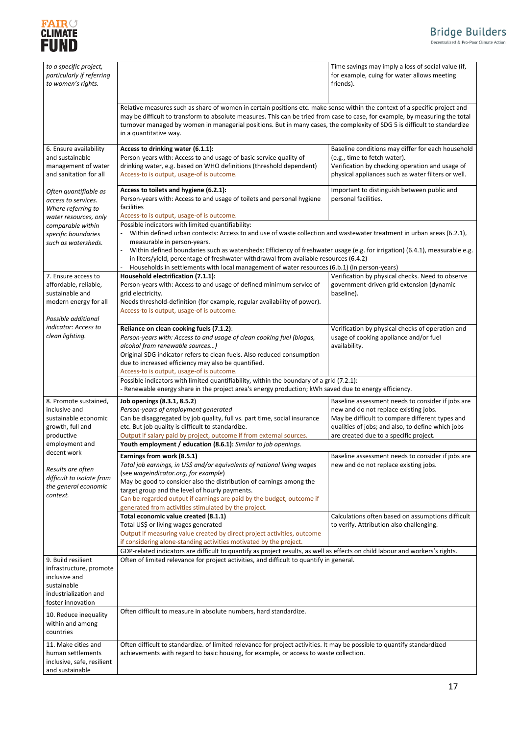| | | |
|---|---|---|
| *to a specific project, particularly if referring to women's rights.* | | Time savings may imply a loss of social value (if, for example, cuing for water allows meeting friends). |
| | Relative measures such as share of women in certain positions etc. make sense within the context of a specific project and may be difficult to transform to absolute measures. This can be tried from case to case, for example, by measuring the total turnover managed by women in managerial positions. But in many cases, the complexity of SDG 5 is difficult to standardize in a quantitative way. | |
| 6. Ensure availability and sustainable management of water and sanitation for all<br><br>*Often quantifiable as access to services. Where referring to water resources, only comparable within specific boundaries such as watersheds.* | **Access to drinking water (6.1.1):**<br>Person-years with: Access to and usage of basic service quality of drinking water, e.g. based on WHO definitions (threshold dependent)<br>Access-to is output, usage-of is outcome. | Baseline conditions may differ for each household (e.g., time to fetch water).<br>Verification by checking operation and usage of physical appliances such as water filters or well. |
| | **Access to toilets and hygiene (6.2.1):**<br>Person-years with: Access to and usage of toilets and personal hygiene facilities<br>Access-to is output, usage-of is outcome. | Important to distinguish between public and personal facilities. |
| | Possible indicators with limited quantifiability:<br>- Within defined urban contexts: Access to and use of waste collection and wastewater treatment in urban areas (6.2.1), measurable in person-years.<br>- Within defined boundaries such as watersheds: Efficiency of freshwater usage (e.g. for irrigation) (6.4.1), measurable e.g. in liters/yield, percentage of freshwater withdrawal from available resources (6.4.2)<br>- Households in settlements with local management of water resources (6.b.1) (in person-years) | |
| 7. Ensure access to affordable, reliable, sustainable and modern energy for all<br><br>*Possible additional indicator: Access to clean lighting.* | **Household electrification (7.1.1):**<br>Person-years with: Access to and usage of defined minimum service of grid electricity.<br>Needs threshold-definition (for example, regular availability of power).<br>Access-to is output, usage-of is outcome. | Verification by physical checks. Need to observe government-driven grid extension (dynamic baseline). |
| | **Reliance on clean cooking fuels (7.1.2)**:<br>*Person-years with: Access to and usage of clean cooking fuel (biogas, alcohol from renewable sources…)*<br>Original SDG indicator refers to clean fuels. Also reduced consumption due to increased efficiency may also be quantified.<br>Access-to is output, usage-of is outcome. | Verification by physical checks of operation and usage of cooking appliance and/or fuel availability. |
| | Possible indicators with limited quantifiability, within the boundary of a grid (7.2.1):<br>- Renewable energy share in the project area's energy production; kWh saved due to energy efficiency. | |
| 8. Promote sustained, inclusive and sustainable economic growth, full and productive employment and decent work<br><br>*Results are often difficult to isolate from the general economic context.* | **Job openings (8.3.1, 8.5.2**)<br>*Person-years of employment generated*<br>Can be disaggregated by job quality, full vs. part time, social insurance etc. But job quality is difficult to standardize.<br>Output if salary paid by project, outcome if from external sources. | Baseline assessment needs to consider if jobs are new and do not replace existing jobs.<br>May be difficult to compare different types and qualities of jobs; and also, to define which jobs are created due to a specific project. |
| | **Youth employment / education (8.6.1):** *Similar to job openings.* | |
| | **Earnings from work (8.5.1)**<br>*Total job earnings, in US$ and/or equivalents of national living wages (see wageindicator.org, for example)*<br>May be good to consider also the distribution of earnings among the target group and the level of hourly payments.<br>Can be regarded output if earnings are paid by the budget, outcome if generated from activities stimulated by the project. | Baseline assessment needs to consider if jobs are new and do not replace existing jobs. |
| | **Total economic value created (8.1.1)**<br>Total US$ or living wages generated<br>Output if measuring value created by direct project activities, outcome if considering alone-standing activities motivated by the project. | Calculations often based on assumptions difficult to verify. Attribution also challenging. |
| | GDP-related indicators are difficult to quantify as project results, as well as effects on child labour and workers's rights. | |
| 9. Build resilient infrastructure, promote inclusive and sustainable industrialization and foster innovation | Often of limited relevance for project activities, and difficult to quantify in general. | |
| 10. Reduce inequality within and among countries | Often difficult to measure in absolute numbers, hard standardize. | |
| 11. Make cities and human settlements inclusive, safe, resilient and sustainable | Often difficult to standardize. of limited relevance for project activities. It may be possible to quantify standardized achievements with regard to basic housing, for example, or access to waste collection. | |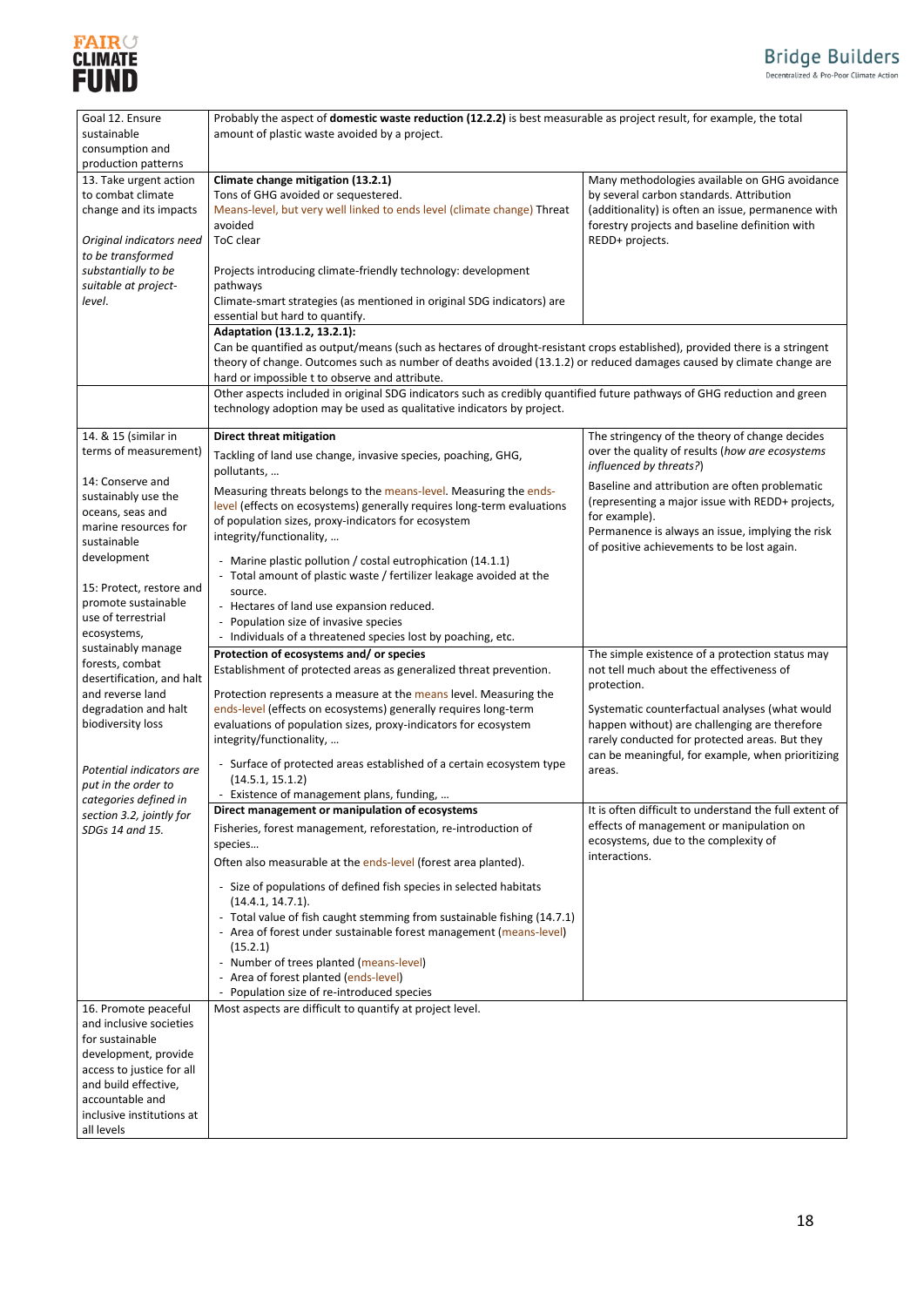| | | |
|---|---|---|
| Goal 12. Ensure sustainable consumption and production patterns | Probably the aspect of **domestic waste reduction (12.2.2)** is best measurable as project result, for example, the total amount of plastic waste avoided by a project. | |
| 13. Take urgent action to combat climate change and its impacts<br><br>*Original indicators need to be transformed substantially to be suitable at project-level.* | **Climate change mitigation (13.2.1)**<br>Tons of GHG avoided or sequestered.<br>Means-level, but very well linked to ends level (climate change) Threat avoided<br>ToC clear<br><br>Projects introducing climate-friendly technology: development pathways<br>Climate-smart strategies (as mentioned in original SDG indicators) are essential but hard to quantify. | Many methodologies available on GHG avoidance by several carbon standards. Attribution (additionality) is often an issue, permanence with forestry projects and baseline definition with REDD+ projects. |
| | **Adaptation (13.1.2, 13.2.1):**<br>Can be quantified as output/means (such as hectares of drought-resistant crops established), provided there is a stringent theory of change. Outcomes such as number of deaths avoided (13.1.2) or reduced damages caused by climate change are hard or impossible t to observe and attribute. | |
| | Other aspects included in original SDG indicators such as credibly quantified future pathways of GHG reduction and green technology adoption may be used as qualitative indicators by project. | |
| 14. & 15 (similar in terms of measurement)<br><br>14: Conserve and sustainably use the oceans, seas and marine resources for sustainable development<br><br>15: Protect, restore and promote sustainable use of terrestrial ecosystems, sustainably manage forests, combat desertification, and halt and reverse land degradation and halt biodiversity loss<br><br>*Potential indicators are put in the order to categories defined in section 3.2, jointly for SDGs 14 and 15.* | **Direct threat mitigation**<br>Tackling of land use change, invasive species, poaching, GHG, pollutants, …<br>Measuring threats belongs to the means-level. Measuring the ends-level (effects on ecosystems) generally requires long-term evaluations of population sizes, proxy-indicators for ecosystem integrity/functionality, …<br>- Marine plastic pollution / costal eutrophication (14.1.1)<br>- Total amount of plastic waste / fertilizer leakage avoided at the source.<br>- Hectares of land use expansion reduced.<br>- Population size of invasive species<br>- Individuals of a threatened species lost by poaching, etc. | The stringency of the theory of change decides over the quality of results (*how are ecosystems influenced by threats?*)<br>Baseline and attribution are often problematic (representing a major issue with REDD+ projects, for example).<br>Permanence is always an issue, implying the risk of positive achievements to be lost again. |
| | **Protection of ecosystems and/ or species**<br>Establishment of protected areas as generalized threat prevention.<br>Protection represents a measure at the means level. Measuring the ends-level (effects on ecosystems) generally requires long-term evaluations of population sizes, proxy-indicators for ecosystem integrity/functionality, …<br>- Surface of protected areas established of a certain ecosystem type (14.5.1, 15.1.2)<br>- Existence of management plans, funding, … | The simple existence of a protection status may not tell much about the effectiveness of protection.<br>Systematic counterfactual analyses (what would happen without) are challenging are therefore rarely conducted for protected areas. But they can be meaningful, for example, when prioritizing areas. |
| | **Direct management or manipulation of ecosystems**<br>Fisheries, forest management, reforestation, re-introduction of species…<br>Often also measurable at the ends-level (forest area planted).<br>- Size of populations of defined fish species in selected habitats (14.4.1, 14.7.1).<br>- Total value of fish caught stemming from sustainable fishing (14.7.1)<br>- Area of forest under sustainable forest management (means-level) (15.2.1)<br>- Number of trees planted (means-level)<br>- Area of forest planted (ends-level)<br>- Population size of re-introduced species | It is often difficult to understand the full extent of effects of management or manipulation on ecosystems, due to the complexity of interactions. |
| 16. Promote peaceful and inclusive societies for sustainable development, provide access to justice for all and build effective, accountable and inclusive institutions at all levels | Most aspects are difficult to quantify at project level. | |